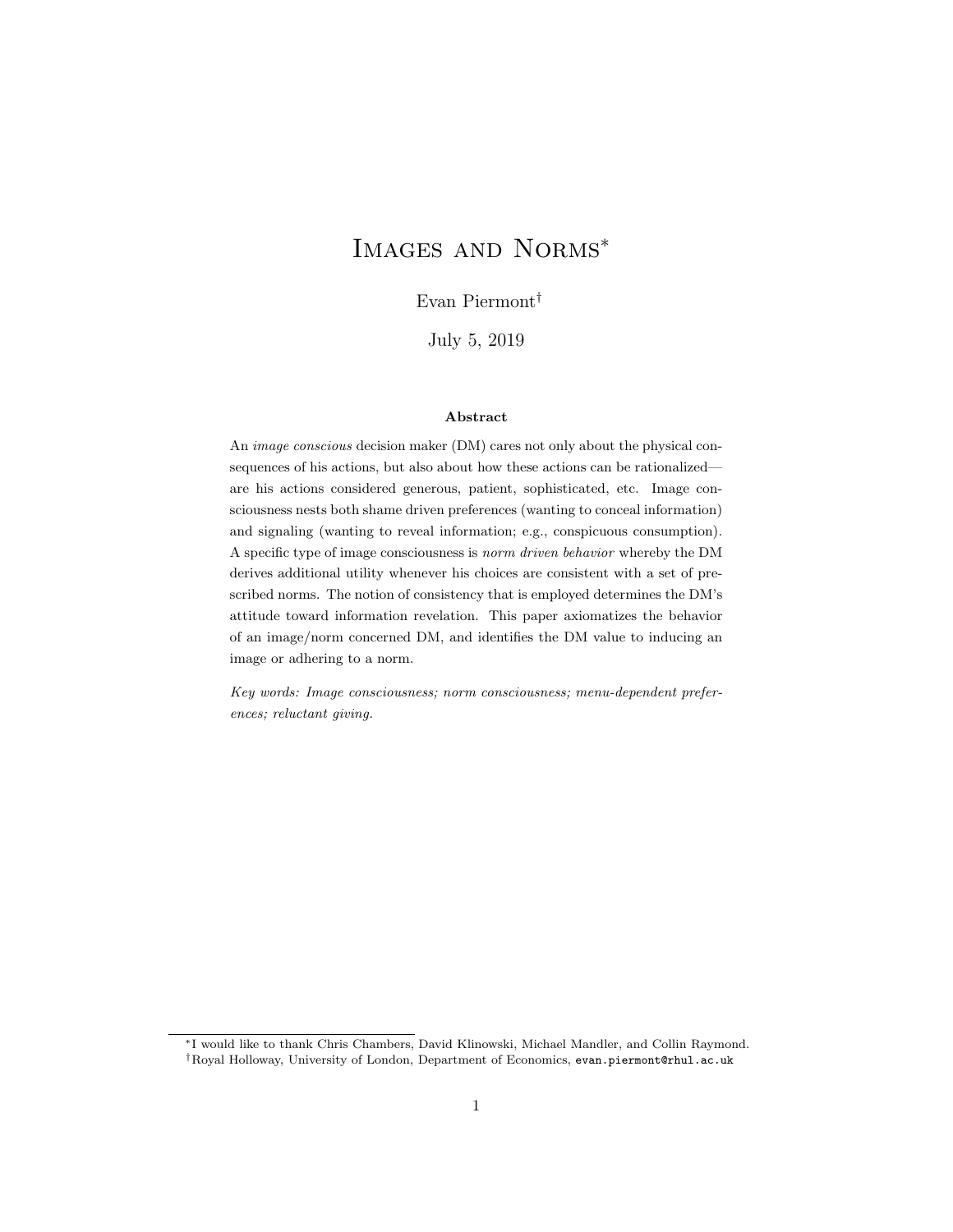# Images and Norms[*]

Evan Piermont[†]

July 5, 2019

**Abstract**

An *image conscious* decision maker (DM) cares not only about the physical consequences of his actions, but also about how these actions can be rationalized—are his actions considered generous, patient, sophisticated, etc. Image consciousness nests both shame driven preferences (wanting to conceal information) and signaling (wanting to reveal information; e.g., conspicuous consumption). A specific type of image consciousness is *norm driven behavior* whereby the DM derives additional utility whenever his choices are consistent with a set of prescribed norms. The notion of consistency that is employed determines the DM's attitude toward information revelation. This paper axiomatizes the behavior of an image/norm concerned DM, and identifies the DM value to inducing an image or adhering to a norm.

*Key words: Image consciousness; norm consciousness; menu-dependent preferences; reluctant giving.*

---

[*] I would like to thank Chris Chambers, David Klinowski, Michael Mandler, and Collin Raymond.

[†] Royal Holloway, University of London, Department of Economics, `evan.piermont@rhul.ac.uk`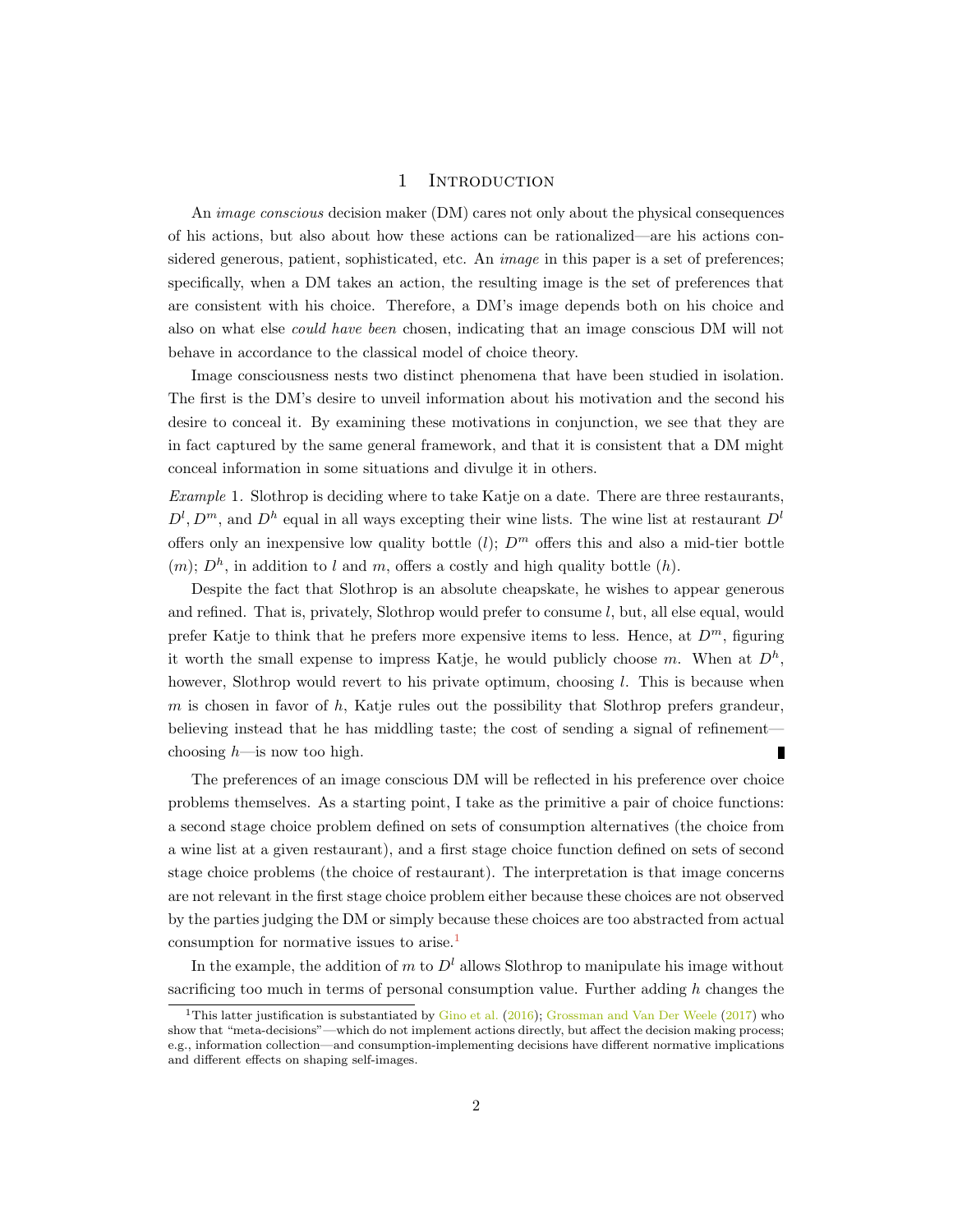# 1 Introduction

An *image conscious* decision maker (DM) cares not only about the physical consequences of his actions, but also about how these actions can be rationalized—are his actions considered generous, patient, sophisticated, etc. An *image* in this paper is a set of preferences; specifically, when a DM takes an action, the resulting image is the set of preferences that are consistent with his choice. Therefore, a DM's image depends both on his choice and also on what else *could have been* chosen, indicating that an image conscious DM will not behave in accordance to the classical model of choice theory.

Image consciousness nests two distinct phenomena that have been studied in isolation. The first is the DM's desire to unveil information about his motivation and the second his desire to conceal it. By examining these motivations in conjunction, we see that they are in fact captured by the same general framework, and that it is consistent that a DM might conceal information in some situations and divulge it in others.

*Example* 1. Slothrop is deciding where to take Katje on a date. There are three restaurants, $D^l, D^m$, and $D^h$ equal in all ways excepting their wine lists. The wine list at restaurant $D^l$ offers only an inexpensive low quality bottle ($l$); $D^m$ offers this and also a mid-tier bottle ($m$); $D^h$, in addition to $l$ and $m$, offers a costly and high quality bottle ($h$).

Despite the fact that Slothrop is an absolute cheapskate, he wishes to appear generous and refined. That is, privately, Slothrop would prefer to consume $l$, but, all else equal, would prefer Katje to think that he prefers more expensive items to less. Hence, at $D^m$, figuring it worth the small expense to impress Katje, he would publicly choose $m$. When at $D^h$, however, Slothrop would revert to his private optimum, choosing $l$. This is because when $m$ is chosen in favor of $h$, Katje rules out the possibility that Slothrop prefers grandeur, believing instead that he has middling taste; the cost of sending a signal of refinement—choosing $h$—is now too high. ∎

The preferences of an image conscious DM will be reflected in his preference over choice problems themselves. As a starting point, I take as the primitive a pair of choice functions: a second stage choice problem defined on sets of consumption alternatives (the choice from a wine list at a given restaurant), and a first stage choice function defined on sets of second stage choice problems (the choice of restaurant). The interpretation is that image concerns are not relevant in the first stage choice problem either because these choices are not observed by the parties judging the DM or simply because these choices are too abstracted from actual consumption for normative issues to arise.[1]

In the example, the addition of $m$ to $D^l$ allows Slothrop to manipulate his image without sacrificing too much in terms of personal consumption value. Further adding $h$ changes the

[1] This latter justification is substantiated by Gino et al. (2016); Grossman and Van Der Weele (2017) who show that "meta-decisions"—which do not implement actions directly, but affect the decision making process; e.g., information collection—and consumption-implementing decisions have different normative implications and different effects on shaping self-images.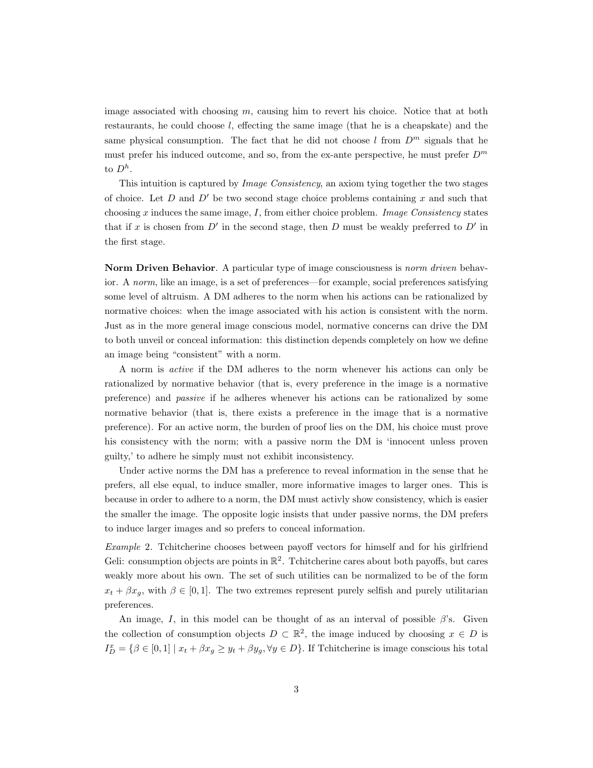image associated with choosing $m$, causing him to revert his choice. Notice that at both restaurants, he could choose $l$, effecting the same image (that he is a cheapskate) and the same physical consumption. The fact that he did not choose $l$ from $D^m$ signals that he must prefer his induced outcome, and so, from the ex-ante perspective, he must prefer $D^m$ to $D^h$.

This intuition is captured by *Image Consistency*, an axiom tying together the two stages of choice. Let $D$ and $D'$ be two second stage choice problems containing $x$ and such that choosing $x$ induces the same image, $I$, from either choice problem. *Image Consistency* states that if $x$ is chosen from $D'$ in the second stage, then $D$ must be weakly preferred to $D'$ in the first stage.

**Norm Driven Behavior**. A particular type of image consciousness is *norm driven* behavior. A *norm*, like an image, is a set of preferences—for example, social preferences satisfying some level of altruism. A DM adheres to the norm when his actions can be rationalized by normative choices: when the image associated with his action is consistent with the norm. Just as in the more general image conscious model, normative concerns can drive the DM to both unveil or conceal information: this distinction depends completely on how we define an image being "consistent" with a norm.

A norm is *active* if the DM adheres to the norm whenever his actions can only be rationalized by normative behavior (that is, every preference in the image is a normative preference) and *passive* if he adheres whenever his actions can be rationalized by some normative behavior (that is, there exists a preference in the image that is a normative preference). For an active norm, the burden of proof lies on the DM, his choice must prove his consistency with the norm; with a passive norm the DM is 'innocent unless proven guilty,' to adhere he simply must not exhibit inconsistency.

Under active norms the DM has a preference to reveal information in the sense that he prefers, all else equal, to induce smaller, more informative images to larger ones. This is because in order to adhere to a norm, the DM must activly show consistency, which is easier the smaller the image. The opposite logic insists that under passive norms, the DM prefers to induce larger images and so prefers to conceal information.

*Example* 2. Tchitcherine chooses between payoff vectors for himself and for his girlfriend Geli: consumption objects are points in $\mathbb{R}^2$. Tchitcherine cares about both payoffs, but cares weakly more about his own. The set of such utilities can be normalized to be of the form $x_t + \beta x_g$, with $\beta \in [0, 1]$. The two extremes represent purely selfish and purely utilitarian preferences.

An image, $I$, in this model can be thought of as an interval of possible $\beta$'s. Given the collection of consumption objects $D \subset \mathbb{R}^2$, the image induced by choosing $x \in D$ is $I^x_D = \{\beta \in [0, 1] \mid x_t + \beta x_g \geq y_t + \beta y_g, \forall y \in D\}$. If Tchitcherine is image conscious his total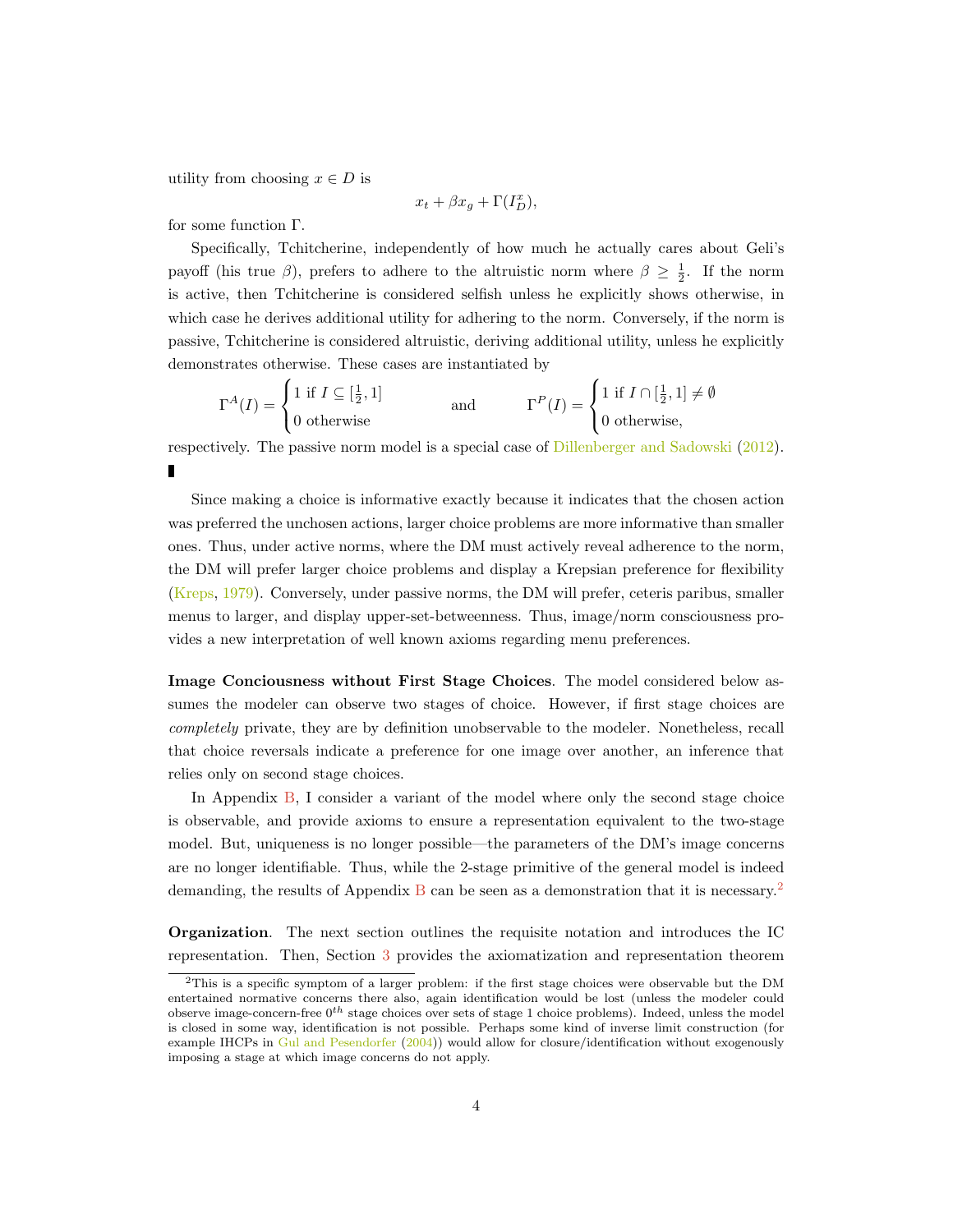utility from choosing $x \in D$ is

$$x_t + \beta x_g + \Gamma(I^x_D),$$

for some function $\Gamma$.

Specifically, Tchitcherine, independently of how much he actually cares about Geli's payoff (his true $\beta$), prefers to adhere to the altruistic norm where $\beta \geq \frac{1}{2}$. If the norm is active, then Tchitcherine is considered selfish unless he explicitly shows otherwise, in which case he derives additional utility for adhering to the norm. Conversely, if the norm is passive, Tchitcherine is considered altruistic, deriving additional utility, unless he explicitly demonstrates otherwise. These cases are instantiated by

$$\Gamma^A(I) = \begin{cases} 1 \text{ if } I \subseteq [\frac{1}{2}, 1] \\ 0 \text{ otherwise} \end{cases} \qquad \text{and} \qquad \Gamma^P(I) = \begin{cases} 1 \text{ if } I \cap [\frac{1}{2}, 1] \neq \emptyset \\ 0 \text{ otherwise,} \end{cases}$$

respectively. The passive norm model is a special case of Dillenberger and Sadowski (2012). ∎

Since making a choice is informative exactly because it indicates that the chosen action was preferred the unchosen actions, larger choice problems are more informative than smaller ones. Thus, under active norms, where the DM must actively reveal adherence to the norm, the DM will prefer larger choice problems and display a Krepsian preference for flexibility (Kreps, 1979). Conversely, under passive norms, the DM will prefer, ceteris paribus, smaller menus to larger, and display upper-set-betweenness. Thus, image/norm consciousness provides a new interpretation of well known axioms regarding menu preferences.

**Image Conciousness without First Stage Choices**. The model considered below assumes the modeler can observe two stages of choice. However, if first stage choices are *completely* private, they are by definition unobservable to the modeler. Nonetheless, recall that choice reversals indicate a preference for one image over another, an inference that relies only on second stage choices.

In Appendix B, I consider a variant of the model where only the second stage choice is observable, and provide axioms to ensure a representation equivalent to the two-stage model. But, uniqueness is no longer possible—the parameters of the DM's image concerns are no longer identifiable. Thus, while the 2-stage primitive of the general model is indeed demanding, the results of Appendix B can be seen as a demonstration that it is necessary.[2]

**Organization**. The next section outlines the requisite notation and introduces the IC representation. Then, Section 3 provides the axiomatization and representation theorem

[2] This is a specific symptom of a larger problem: if the first stage choices were observable but the DM entertained normative concerns there also, again identification would be lost (unless the modeler could observe image-concern-free $0^{th}$ stage choices over sets of stage 1 choice problems). Indeed, unless the model is closed in some way, identification is not possible. Perhaps some kind of inverse limit construction (for example IHCPs in Gul and Pesendorfer (2004)) would allow for closure/identification without exogenously imposing a stage at which image concerns do not apply.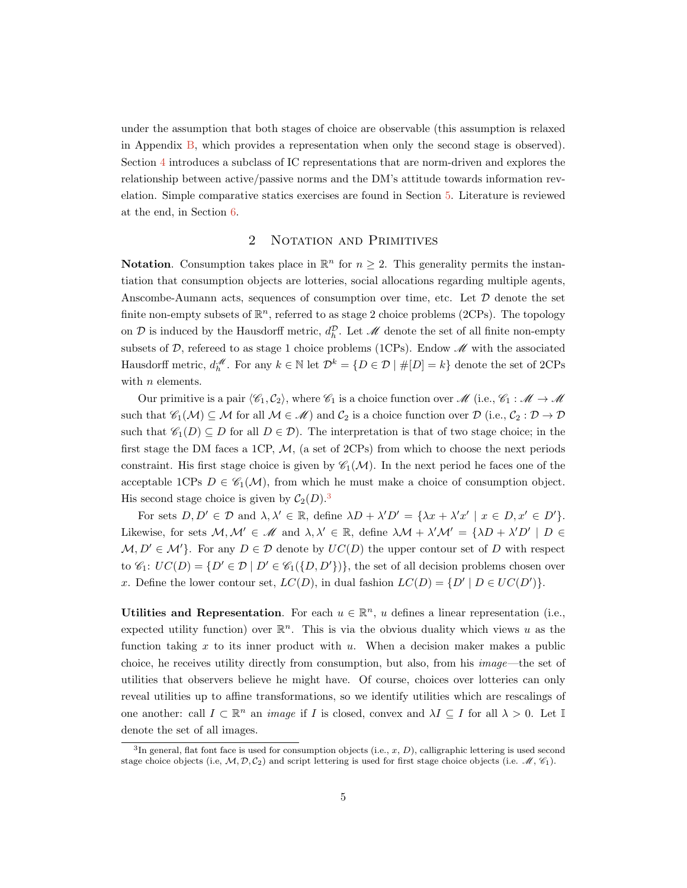under the assumption that both stages of choice are observable (this assumption is relaxed in Appendix B, which provides a representation when only the second stage is observed). Section 4 introduces a subclass of IC representations that are norm-driven and explores the relationship between active/passive norms and the DM's attitude towards information revelation. Simple comparative statics exercises are found in Section 5. Literature is reviewed at the end, in Section 6.

## 2 Notation and Primitives

**Notation**. Consumption takes place in $\mathbb{R}^n$ for $n \geq 2$. This generality permits the instantiation that consumption objects are lotteries, social allocations regarding multiple agents, Anscombe-Aumann acts, sequences of consumption over time, etc. Let $\mathcal{D}$ denote the set finite non-empty subsets of $\mathbb{R}^n$, referred to as stage 2 choice problems (2CPs). The topology on $\mathcal{D}$ is induced by the Hausdorff metric, $d_h^{\mathcal{D}}$. Let $\mathscr{M}$ denote the set of all finite non-empty subsets of $\mathcal{D}$, refereed to as stage 1 choice problems (1CPs). Endow $\mathscr{M}$ with the associated Hausdorff metric, $d_h^{\mathscr{M}}$. For any $k \in \mathbb{N}$ let $\mathcal{D}^k = \{D \in \mathcal{D} \mid \#[D] = k\}$ denote the set of 2CPs with $n$ elements.

Our primitive is a pair $\langle \mathscr{C}_1, \mathcal{C}_2 \rangle$, where $\mathscr{C}_1$ is a choice function over $\mathscr{M}$ (i.e., $\mathscr{C}_1 : \mathscr{M} \to \mathscr{M}$ such that $\mathscr{C}_1(\mathcal{M}) \subseteq \mathcal{M}$ for all $\mathcal{M} \in \mathscr{M}$) and $\mathcal{C}_2$ is a choice function over $\mathcal{D}$ (i.e., $\mathcal{C}_2 : \mathcal{D} \to \mathcal{D}$ such that $\mathscr{C}_1(D) \subseteq D$ for all $D \in \mathcal{D}$). The interpretation is that of two stage choice; in the first stage the DM faces a 1CP, $\mathcal{M}$, (a set of 2CPs) from which to choose the next periods constraint. His first stage choice is given by $\mathscr{C}_1(\mathcal{M})$. In the next period he faces one of the acceptable 1CPs $D \in \mathscr{C}_1(\mathcal{M})$, from which he must make a choice of consumption object. His second stage choice is given by $\mathcal{C}_2(D)$.[3]

For sets $D, D' \in \mathcal{D}$ and $\lambda, \lambda' \in \mathbb{R}$, define $\lambda D + \lambda' D' = \{\lambda x + \lambda' x' \mid x \in D, x' \in D'\}$. Likewise, for sets $\mathcal{M}, \mathcal{M}' \in \mathscr{M}$ and $\lambda, \lambda' \in \mathbb{R}$, define $\lambda \mathcal{M} + \lambda' \mathcal{M}' = \{\lambda D + \lambda' D' \mid D \in \mathcal{M}, D' \in \mathcal{M}'\}$. For any $D \in \mathcal{D}$ denote by $UC(D)$ the upper contour set of $D$ with respect to $\mathscr{C}_1$: $UC(D) = \{D' \in \mathcal{D} \mid D' \in \mathscr{C}_1(\{D, D'\})\}$, the set of all decision problems chosen over $x$. Define the lower contour set, $LC(D)$, in dual fashion $LC(D) = \{D' \mid D \in UC(D')\}$.

**Utilities and Representation**. For each $u \in \mathbb{R}^n$, $u$ defines a linear representation (i.e., expected utility function) over $\mathbb{R}^n$. This is via the obvious duality which views $u$ as the function taking $x$ to its inner product with $u$. When a decision maker makes a public choice, he receives utility directly from consumption, but also, from his *image*—the set of utilities that observers believe he might have. Of course, choices over lotteries can only reveal utilities up to affine transformations, so we identify utilities which are rescalings of one another: call $I \subset \mathbb{R}^n$ an *image* if $I$ is closed, convex and $\lambda I \subseteq I$ for all $\lambda > 0$. Let $\mathbb{I}$ denote the set of all images.

[3] In general, flat font face is used for consumption objects (i.e., $x$, $D$), calligraphic lettering is used second stage choice objects (i.e, $\mathcal{M}, \mathcal{D}, \mathcal{C}_2$) and script lettering is used for first stage choice objects (i.e. $\mathscr{M}$, $\mathscr{C}_1$).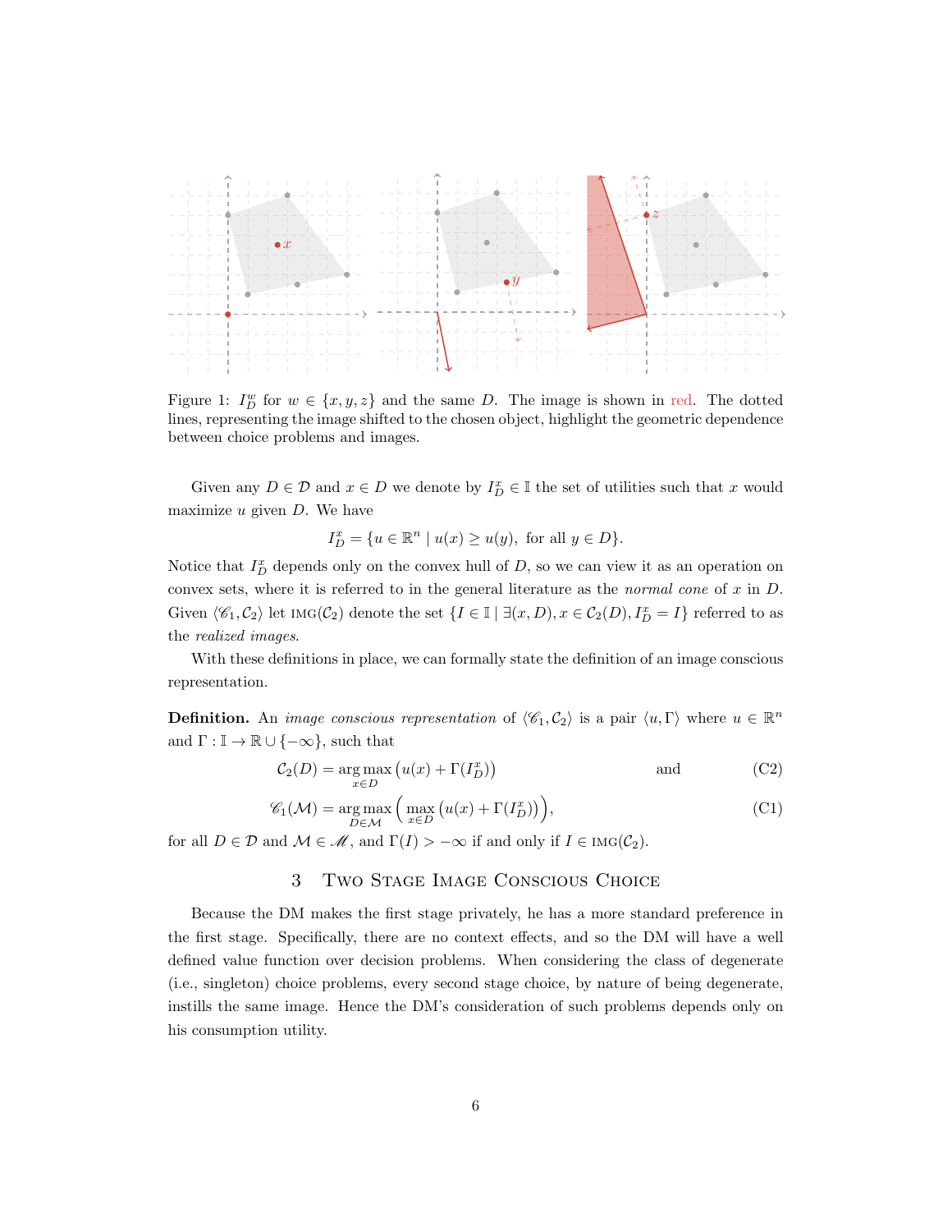Figure 1: $I_D^w$ for $w \in \{x, y, z\}$ and the same $D$. The image is shown in red. The dotted lines, representing the image shifted to the chosen object, highlight the geometric dependence between choice problems and images.

Given any $D \in \mathcal{D}$ and $x \in D$ we denote by $I_D^x \in \mathbb{I}$ the set of utilities such that $x$ would maximize $u$ given $D$. We have

$$I_D^x = \{u \in \mathbb{R}^n \mid u(x) \geq u(y), \text{ for all } y \in D\}.$$

Notice that $I_D^x$ depends only on the convex hull of $D$, so we can view it as an operation on convex sets, where it is referred to in the general literature as the *normal cone* of $x$ in $D$. Given $\langle \mathscr{C}_1, \mathcal{C}_2 \rangle$ let $\text{IMG}(\mathcal{C}_2)$ denote the set $\{I \in \mathbb{I} \mid \exists (x, D), x \in \mathcal{C}_2(D), I_D^x = I\}$ referred to as the *realized images*.

With these definitions in place, we can formally state the definition of an image conscious representation.

**Definition.** An *image conscious representation* of $\langle \mathscr{C}_1, \mathcal{C}_2 \rangle$ is a pair $\langle u, \Gamma \rangle$ where $u \in \mathbb{R}^n$ and $\Gamma : \mathbb{I} \to \mathbb{R} \cup \{-\infty\}$, such that

$$\mathcal{C}_2(D) = \operatorname*{arg\,max}_{x \in D} \big(u(x) + \Gamma(I_D^x)\big) \quad \text{and} \tag{C2}$$

$$\mathscr{C}_1(\mathcal{M}) = \operatorname*{arg\,max}_{D \in \mathcal{M}} \Big( \max_{x \in D} \big(u(x) + \Gamma(I_D^x)\big)\Big), \tag{C1}$$

for all $D \in \mathcal{D}$ and $\mathcal{M} \in \mathscr{M}$, and $\Gamma(I) > -\infty$ if and only if $I \in \text{IMG}(\mathcal{C}_2)$.

## 3 Two Stage Image Conscious Choice

Because the DM makes the first stage privately, he has a more standard preference in the first stage. Specifically, there are no context effects, and so the DM will have a well defined value function over decision problems. When considering the class of degenerate (i.e., singleton) choice problems, every second stage choice, by nature of being degenerate, instills the same image. Hence the DM's consideration of such problems depends only on his consumption utility.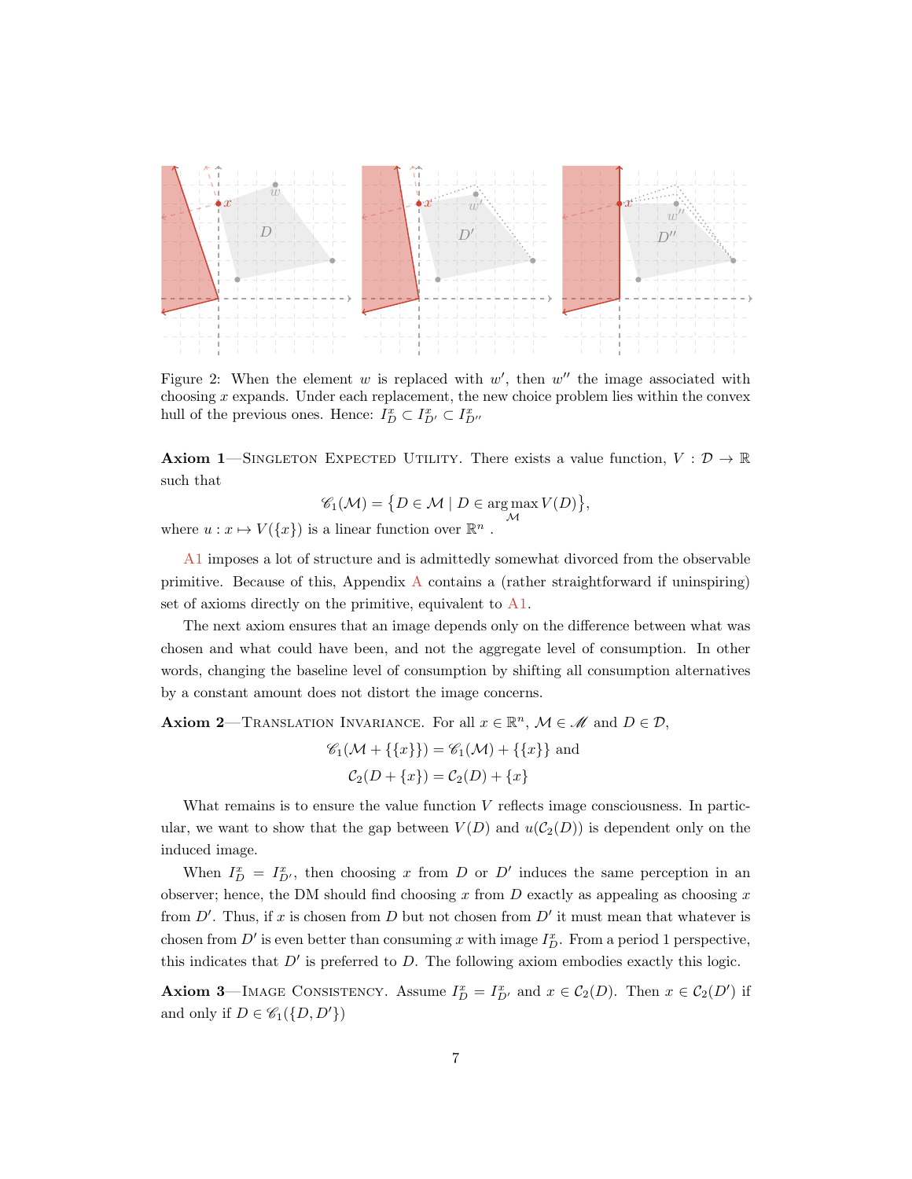Figure 2: When the element $w$ is replaced with $w'$, then $w''$ the image associated with choosing $x$ expands. Under each replacement, the new choice problem lies within the convex hull of the previous ones. Hence: $I^x_D \subset I^x_{D'} \subset I^x_{D''}$

**Axiom 1**—Singleton Expected Utility. There exists a value function, $V : \mathcal{D} \to \mathbb{R}$ such that

$$\mathscr{C}_1(\mathcal{M}) = \{D \in \mathcal{M} \mid D \in \arg\max_{\mathcal{M}} V(D)\},$$

where $u : x \mapsto V(\{x\})$ is a linear function over $\mathbb{R}^n$ .

A1 imposes a lot of structure and is admittedly somewhat divorced from the observable primitive. Because of this, Appendix A contains a (rather straightforward if uninspiring) set of axioms directly on the primitive, equivalent to A1.

The next axiom ensures that an image depends only on the difference between what was chosen and what could have been, and not the aggregate level of consumption. In other words, changing the baseline level of consumption by shifting all consumption alternatives by a constant amount does not distort the image concerns.

**Axiom 2**—Translation Invariance. For all $x \in \mathbb{R}^n$, $\mathcal{M} \in \mathscr{M}$ and $D \in \mathcal{D}$,

$$\mathscr{C}_1(\mathcal{M} + \{\{x\}\}) = \mathscr{C}_1(\mathcal{M}) + \{\{x\}\} \text{ and}$$
$$\mathcal{C}_2(D + \{x\}) = \mathcal{C}_2(D) + \{x\}$$

What remains is to ensure the value function $V$ reflects image consciousness. In particular, we want to show that the gap between $V(D)$ and $u(\mathcal{C}_2(D))$ is dependent only on the induced image.

When $I^x_D = I^x_{D'}$, then choosing $x$ from $D$ or $D'$ induces the same perception in an observer; hence, the DM should find choosing $x$ from $D$ exactly as appealing as choosing $x$ from $D'$. Thus, if $x$ is chosen from $D$ but not chosen from $D'$ it must mean that whatever is chosen from $D'$ is even better than consuming $x$ with image $I^x_D$. From a period 1 perspective, this indicates that $D'$ is preferred to $D$. The following axiom embodies exactly this logic.

**Axiom 3**—Image Consistency. Assume $I^x_D = I^x_{D'}$ and $x \in \mathcal{C}_2(D)$. Then $x \in \mathcal{C}_2(D')$ if and only if $D \in \mathscr{C}_1(\{D, D'\})$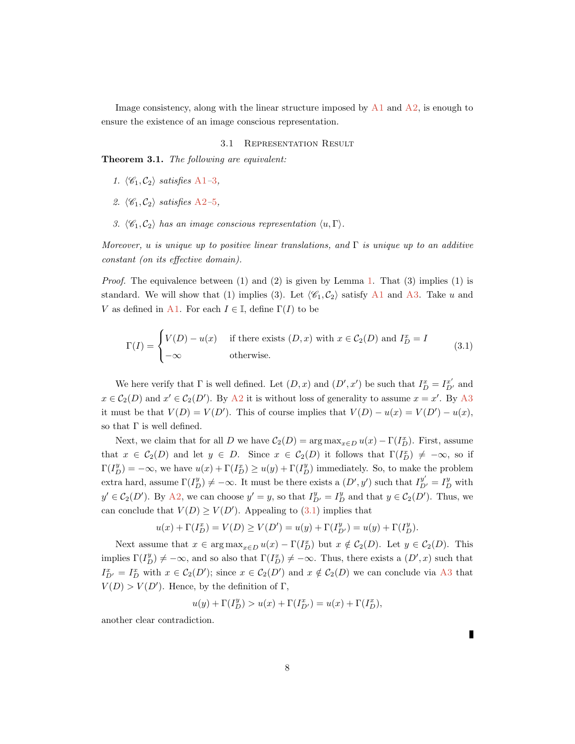Image consistency, along with the linear structure imposed by A1 and A2, is enough to ensure the existence of an image conscious representation.

### 3.1 Representation Result

**Theorem 3.1.** *The following are equivalent:*

1. *$\langle \mathscr{C}_1, \mathcal{C}_2 \rangle$ satisfies A1–3,*
2. *$\langle \mathscr{C}_1, \mathcal{C}_2 \rangle$ satisfies A2–5,*
3. *$\langle \mathscr{C}_1, \mathcal{C}_2 \rangle$ has an image conscious representation $\langle u, \Gamma \rangle$.*

*Moreover, $u$ is unique up to positive linear translations, and $\Gamma$ is unique up to an additive constant (on its effective domain).*

*Proof.* The equivalence between (1) and (2) is given by Lemma 1. That (3) implies (1) is standard. We will show that (1) implies (3). Let $\langle \mathscr{C}_1, \mathcal{C}_2 \rangle$ satisfy A1 and A3. Take $u$ and $V$ as defined in A1. For each $I \in \mathbb{I}$, define $\Gamma(I)$ to be

$$\Gamma(I) = \begin{cases} V(D) - u(x) & \text{if there exists } (D, x) \text{ with } x \in \mathcal{C}_2(D) \text{ and } I_D^x = I \\ -\infty & \text{otherwise.} \end{cases} \tag{3.1}$$

We here verify that $\Gamma$ is well defined. Let $(D, x)$ and $(D', x')$ be such that $I_D^x = I_{D'}^{x'}$ and $x \in \mathcal{C}_2(D)$ and $x' \in \mathcal{C}_2(D')$. By A2 it is without loss of generality to assume $x = x'$. By A3 it must be that $V(D) = V(D')$. This of course implies that $V(D) - u(x) = V(D') - u(x)$, so that $\Gamma$ is well defined.

Next, we claim that for all $D$ we have $\mathcal{C}_2(D) = \arg\max_{x \in D} u(x) - \Gamma(I_D^x)$. First, assume that $x \in \mathcal{C}_2(D)$ and let $y \in D$. Since $x \in \mathcal{C}_2(D)$ it follows that $\Gamma(I_D^x) \neq -\infty$, so if $\Gamma(I_D^y) = -\infty$, we have $u(x) + \Gamma(I_D^x) \geq u(y) + \Gamma(I_D^y)$ immediately. So, to make the problem extra hard, assume $\Gamma(I_D^y) \neq -\infty$. It must be there exists a $(D', y')$ such that $I_{D'}^{y'} = I_D^y$ with $y' \in \mathcal{C}_2(D')$. By A2, we can choose $y' = y$, so that $I_{D'}^y = I_D^y$ and that $y \in \mathcal{C}_2(D')$. Thus, we can conclude that $V(D) \geq V(D')$. Appealing to (3.1) implies that

$$u(x) + \Gamma(I_D^x) = V(D) \geq V(D') = u(y) + \Gamma(I_{D'}^y) = u(y) + \Gamma(I_D^y).$$

Next assume that $x \in \arg\max_{x \in D} u(x) - \Gamma(I_D^x)$ but $x \notin \mathcal{C}_2(D)$. Let $y \in \mathcal{C}_2(D)$. This implies $\Gamma(I_D^y) \neq -\infty$, and so also that $\Gamma(I_D^x) \neq -\infty$. Thus, there exists a $(D', x)$ such that $I_{D'}^x = I_D^x$ with $x \in \mathcal{C}_2(D')$; since $x \in \mathcal{C}_2(D')$ and $x \notin \mathcal{C}_2(D)$ we can conclude via A3 that $V(D) > V(D')$. Hence, by the definition of $\Gamma$,

$$u(y) + \Gamma(I_D^y) > u(x) + \Gamma(I_{D'}^x) = u(x) + \Gamma(I_D^x),$$

another clear contradiction.

∎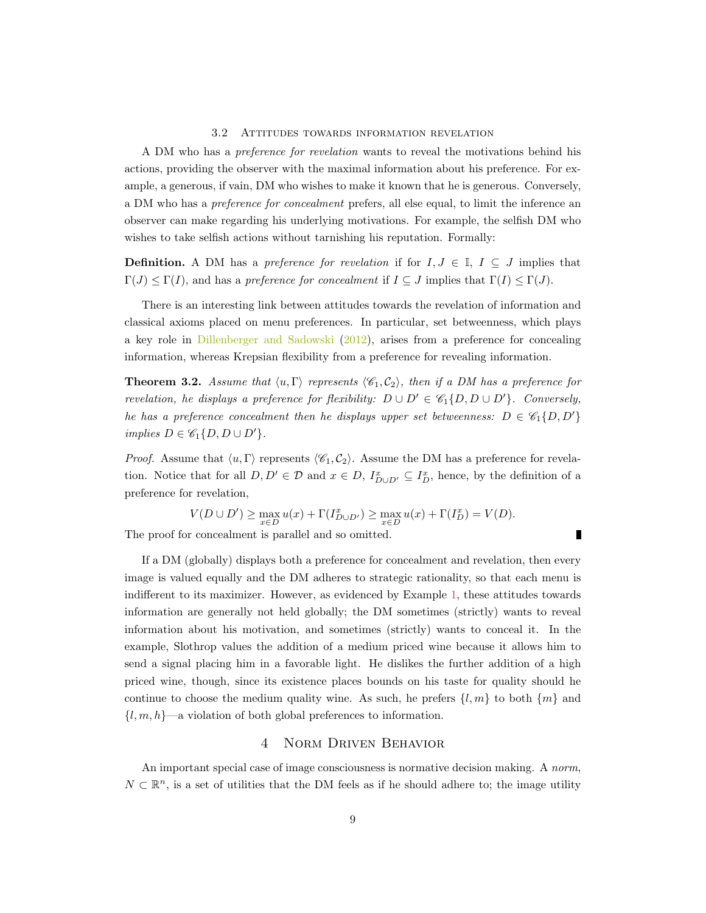### 3.2 Attitudes towards information revelation

A DM who has a *preference for revelation* wants to reveal the motivations behind his actions, providing the observer with the maximal information about his preference. For example, a generous, if vain, DM who wishes to make it known that he is generous. Conversely, a DM who has a *preference for concealment* prefers, all else equal, to limit the inference an observer can make regarding his underlying motivations. For example, the selfish DM who wishes to take selfish actions without tarnishing his reputation. Formally:

**Definition.** A DM has a *preference for revelation* if for $I, J \in \mathbb{I}$, $I \subseteq J$ implies that $\Gamma(J) \leq \Gamma(I)$, and has a *preference for concealment* if $I \subseteq J$ implies that $\Gamma(I) \leq \Gamma(J)$.

There is an interesting link between attitudes towards the revelation of information and classical axioms placed on menu preferences. In particular, set betweenness, which plays a key role in Dillenberger and Sadowski (2012), arises from a preference for concealing information, whereas Krepsian flexibility from a preference for revealing information.

**Theorem 3.2.** *Assume that $\langle u, \Gamma \rangle$ represents $\langle \mathscr{C}_1, \mathcal{C}_2 \rangle$, then if a DM has a preference for revelation, he displays a preference for flexibility: $D \cup D' \in \mathscr{C}_1\{D, D \cup D'\}$. Conversely, he has a preference concealment then he displays upper set betweenness: $D \in \mathscr{C}_1\{D, D'\}$ implies $D \in \mathscr{C}_1\{D, D \cup D'\}$.*

*Proof.* Assume that $\langle u, \Gamma \rangle$ represents $\langle \mathscr{C}_1, \mathcal{C}_2 \rangle$. Assume the DM has a preference for revelation. Notice that for all $D, D' \in \mathcal{D}$ and $x \in D$, $I^x_{D \cup D'} \subseteq I^x_D$, hence, by the definition of a preference for revelation,

$$V(D \cup D') \geq \max_{x \in D} u(x) + \Gamma(I^x_{D \cup D'}) \geq \max_{x \in D} u(x) + \Gamma(I^x_D) = V(D).$$

The proof for concealment is parallel and so omitted. ∎

If a DM (globally) displays both a preference for concealment and revelation, then every image is valued equally and the DM adheres to strategic rationality, so that each menu is indifferent to its maximizer. However, as evidenced by Example 1, these attitudes towards information are generally not held globally; the DM sometimes (strictly) wants to reveal information about his motivation, and sometimes (strictly) wants to conceal it. In the example, Slothrop values the addition of a medium priced wine because it allows him to send a signal placing him in a favorable light. He dislikes the further addition of a high priced wine, though, since its existence places bounds on his taste for quality should he continue to choose the medium quality wine. As such, he prefers $\{l, m\}$ to both $\{m\}$ and $\{l, m, h\}$—a violation of both global preferences to information.

## 4 Norm Driven Behavior

An important special case of image consciousness is normative decision making. A *norm*, $N \subset \mathbb{R}^n$, is a set of utilities that the DM feels as if he should adhere to; the image utility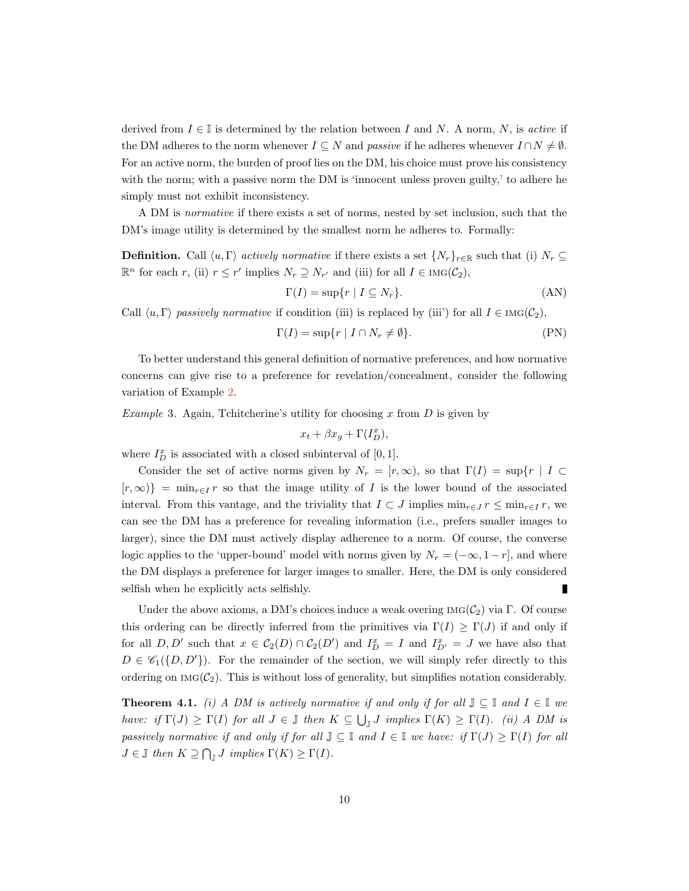derived from $I \in \mathbb{I}$ is determined by the relation between $I$ and $N$. A norm, $N$, is *active* if the DM adheres to the norm whenever $I \subseteq N$ and *passive* if he adheres whenever $I \cap N \neq \emptyset$. For an active norm, the burden of proof lies on the DM, his choice must prove his consistency with the norm; with a passive norm the DM is 'innocent unless proven guilty,' to adhere he simply must not exhibit inconsistency.

A DM is *normative* if there exists a set of norms, nested by set inclusion, such that the DM's image utility is determined by the smallest norm he adheres to. Formally:

**Definition.** Call $\langle u, \Gamma \rangle$ *actively normative* if there exists a set $\{N_r\}_{r \in \mathbb{R}}$ such that (i) $N_r \subseteq \mathbb{R}^n$ for each $r$, (ii) $r \leq r'$ implies $N_r \supseteq N_{r'}$ and (iii) for all $I \in \text{IMG}(\mathcal{C}_2)$,

$$\Gamma(I) = \sup\{r \mid I \subseteq N_r\}. \tag{AN}$$

Call $\langle u, \Gamma \rangle$ *passively normative* if condition (iii) is replaced by (iii') for all $I \in \text{IMG}(\mathcal{C}_2)$,

$$\Gamma(I) = \sup\{r \mid I \cap N_r \neq \emptyset\}. \tag{PN}$$

To better understand this general definition of normative preferences, and how normative concerns can give rise to a preference for revelation/concealment, consider the following variation of Example 2.

*Example* 3. Again, Tchitcherine's utility for choosing $x$ from $D$ is given by

$$x_t + \beta x_g + \Gamma(I^x_D),$$

where $I^x_D$ is associated with a closed subinterval of $[0, 1]$.

Consider the set of active norms given by $N_r = [r, \infty)$, so that $\Gamma(I) = \sup\{r \mid I \subset [r, \infty)\} = \min_{r \in I} r$ so that the image utility of $I$ is the lower bound of the associated interval. From this vantage, and the triviality that $I \subset J$ implies $\min_{r \in J} r \leq \min_{r \in I} r$, we can see the DM has a preference for revealing information (i.e., prefers smaller images to larger), since the DM must actively display adherence to a norm. Of course, the converse logic applies to the 'upper-bound' model with norms given by $N_r = (-\infty, 1 - r]$, and where the DM displays a preference for larger images to smaller. Here, the DM is only considered selfish when he explicitly acts selfishly. ∎

Under the above axioms, a DM's choices induce a weak overing $\text{IMG}(\mathcal{C}_2)$ via $\Gamma$. Of course this ordering can be directly inferred from the primitives via $\Gamma(I) \geq \Gamma(J)$ if and only if for all $D, D'$ such that $x \in \mathcal{C}_2(D) \cap \mathcal{C}_2(D')$ and $I^x_D = I$ and $I^x_{D'} = J$ we have also that $D \in \mathscr{C}_1(\{D, D'\})$. For the remainder of the section, we will simply refer directly to this ordering on $\text{IMG}(\mathcal{C}_2)$. This is without loss of generality, but simplifies notation considerably.

**Theorem 4.1.** *(i) A DM is actively normative if and only if for all $\mathbb{J} \subseteq \mathbb{I}$ and $I \in \mathbb{I}$ we have: if $\Gamma(J) \geq \Gamma(I)$ for all $J \in \mathbb{J}$ then $K \subseteq \bigcup_{\mathbb{J}} J$ implies $\Gamma(K) \geq \Gamma(I)$. (ii) A DM is passively normative if and only if for all $\mathbb{J} \subseteq \mathbb{I}$ and $I \in \mathbb{I}$ we have: if $\Gamma(J) \geq \Gamma(I)$ for all $J \in \mathbb{J}$ then $K \supseteq \bigcap_{\mathbb{J}} J$ implies $\Gamma(K) \geq \Gamma(I)$.*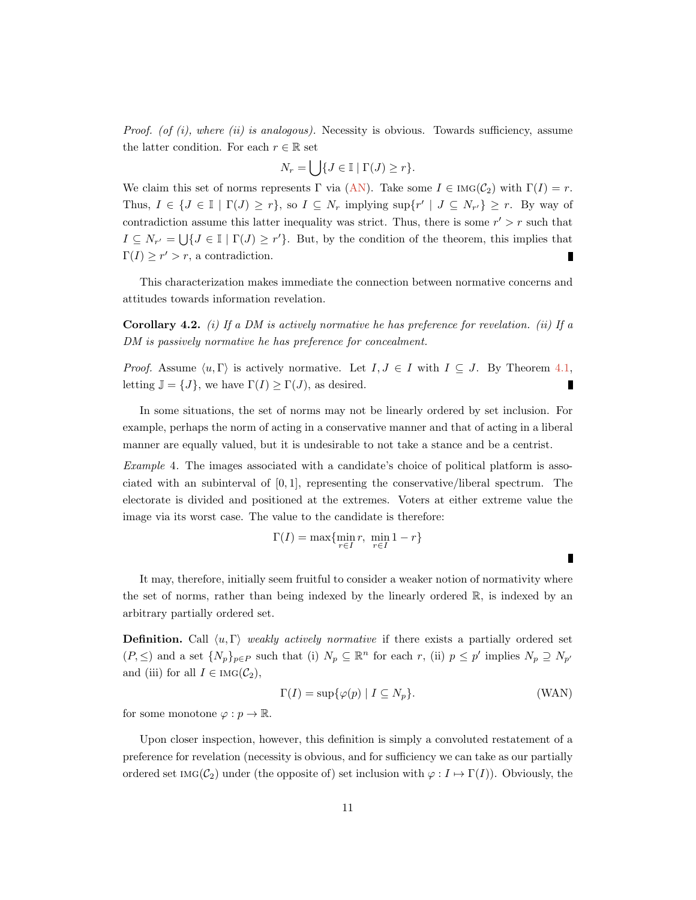*Proof. (of (i), where (ii) is analogous).* Necessity is obvious. Towards sufficiency, assume the latter condition. For each $r \in \mathbb{R}$ set

$$N_r = \bigcup\{J \in \mathbb{I} \mid \Gamma(J) \geq r\}.$$

We claim this set of norms represents $\Gamma$ via (AN). Take some $I \in \text{IMG}(\mathcal{C}_2)$ with $\Gamma(I) = r$. Thus, $I \in \{J \in \mathbb{I} \mid \Gamma(J) \geq r\}$, so $I \subseteq N_r$ implying $\sup\{r' \mid J \subseteq N_{r'}\} \geq r$. By way of contradiction assume this latter inequality was strict. Thus, there is some $r' > r$ such that $I \subseteq N_{r'} = \bigcup\{J \in \mathbb{I} \mid \Gamma(J) \geq r'\}$. But, by the condition of the theorem, this implies that $\Gamma(I) \geq r' > r$, a contradiction. ∎

This characterization makes immediate the connection between normative concerns and attitudes towards information revelation.

**Corollary 4.2.** *(i) If a DM is actively normative he has preference for revelation. (ii) If a DM is passively normative he has preference for concealment.*

*Proof.* Assume $\langle u, \Gamma\rangle$ is actively normative. Let $I, J \in I$ with $I \subseteq J$. By Theorem 4.1, letting $\mathbb{J} = \{J\}$, we have $\Gamma(I) \geq \Gamma(J)$, as desired. ∎

In some situations, the set of norms may not be linearly ordered by set inclusion. For example, perhaps the norm of acting in a conservative manner and that of acting in a liberal manner are equally valued, but it is undesirable to not take a stance and be a centrist.

*Example* 4. The images associated with a candidate's choice of political platform is associated with an subinterval of $[0, 1]$, representing the conservative/liberal spectrum. The electorate is divided and positioned at the extremes. Voters at either extreme value the image via its worst case. The value to the candidate is therefore:

$$\Gamma(I) = \max\{\min_{r \in I} r,\ \min_{r \in I} 1 - r\}$$

∎

It may, therefore, initially seem fruitful to consider a weaker notion of normativity where the set of norms, rather than being indexed by the linearly ordered $\mathbb{R}$, is indexed by an arbitrary partially ordered set.

**Definition.** Call $\langle u, \Gamma\rangle$ *weakly actively normative* if there exists a partially ordered set $(P, \leq)$ and a set $\{N_p\}_{p \in P}$ such that (i) $N_p \subseteq \mathbb{R}^n$ for each $r$, (ii) $p \leq p'$ implies $N_p \supseteq N_{p'}$ and (iii) for all $I \in \text{IMG}(\mathcal{C}_2)$,

$$\Gamma(I) = \sup\{\varphi(p) \mid I \subseteq N_p\}. \tag{WAN}$$

for some monotone $\varphi : p \to \mathbb{R}$.

Upon closer inspection, however, this definition is simply a convoluted restatement of a preference for revelation (necessity is obvious, and for sufficiency we can take as our partially ordered set $\text{IMG}(\mathcal{C}_2)$ under (the opposite of) set inclusion with $\varphi : I \mapsto \Gamma(I)$). Obviously, the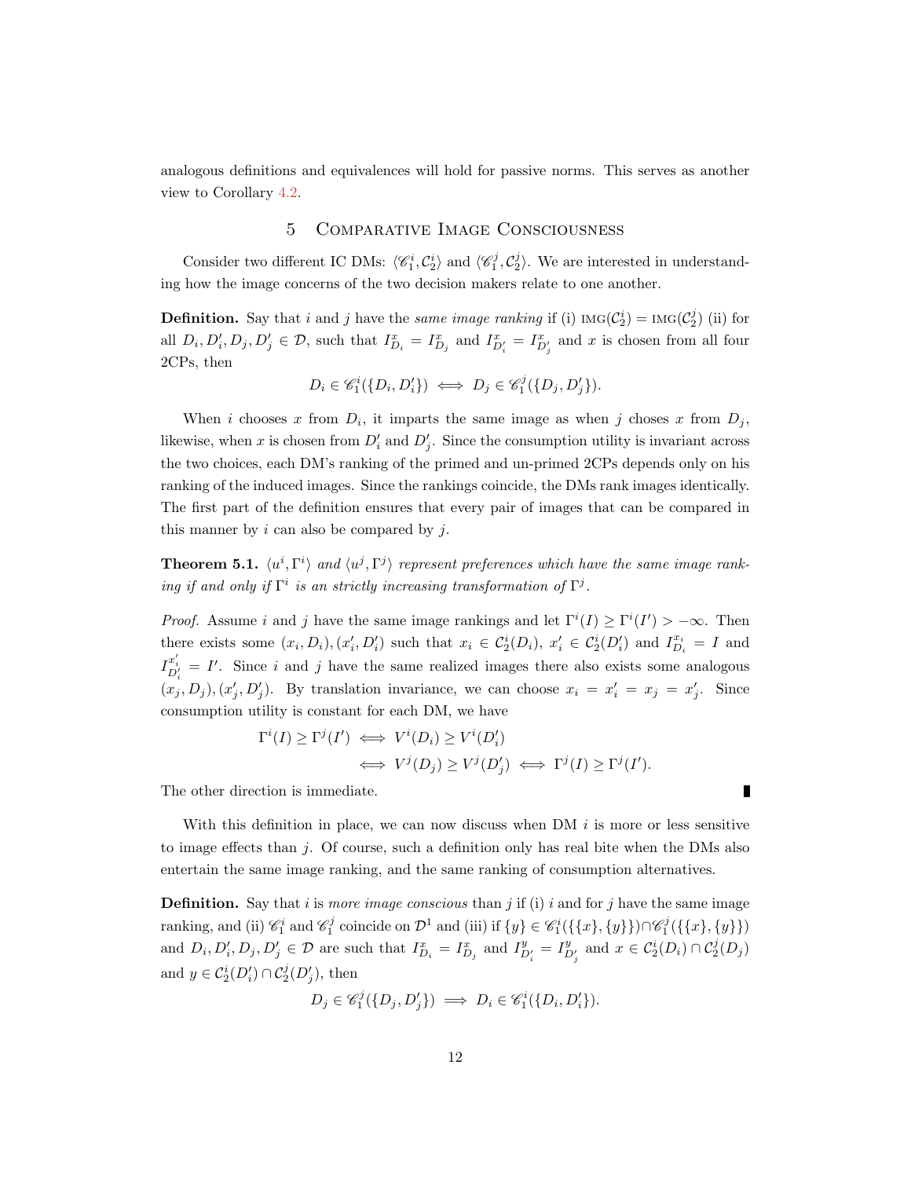analogous definitions and equivalences will hold for passive norms. This serves as another view to Corollary 4.2.

## 5 Comparative Image Consciousness

Consider two different IC DMs: $\langle \mathscr{C}_1^i, \mathcal{C}_2^i \rangle$ and $\langle \mathscr{C}_1^j, \mathcal{C}_2^j \rangle$. We are interested in understanding how the image concerns of the two decision makers relate to one another.

**Definition.** Say that $i$ and $j$ have the *same image ranking* if (i) $\textsc{img}(\mathcal{C}_2^i) = \textsc{img}(\mathcal{C}_2^j)$ (ii) for all $D_i, D_i', D_j, D_j' \in \mathcal{D}$, such that $I^x_{D_i} = I^x_{D_j}$ and $I^x_{D_i'} = I^x_{D_j'}$ and $x$ is chosen from all four 2CPs, then

$$D_i \in \mathscr{C}_1^i(\{D_i, D_i'\}) \iff D_j \in \mathscr{C}_1^j(\{D_j, D_j'\}).$$

When $i$ chooses $x$ from $D_i$, it imparts the same image as when $j$ choses $x$ from $D_j$, likewise, when $x$ is chosen from $D_i'$ and $D_j'$. Since the consumption utility is invariant across the two choices, each DM's ranking of the primed and un-primed 2CPs depends only on his ranking of the induced images. Since the rankings coincide, the DMs rank images identically. The first part of the definition ensures that every pair of images that can be compared in this manner by $i$ can also be compared by $j$.

**Theorem 5.1.** *$\langle u^i, \Gamma^i \rangle$ and $\langle u^j, \Gamma^j \rangle$ represent preferences which have the same image ranking if and only if $\Gamma^i$ is an strictly increasing transformation of $\Gamma^j$.*

*Proof.* Assume $i$ and $j$ have the same image rankings and let $\Gamma^i(I) \geq \Gamma^i(I') > -\infty$. Then there exists some $(x_i, D_i), (x_i', D_i')$ such that $x_i \in \mathcal{C}_2^i(D_i)$, $x_i' \in \mathcal{C}_2^i(D_i')$ and $I^{x_i}_{D_i} = I$ and $I^{x_i'}_{D_i'} = I'$. Since $i$ and $j$ have the same realized images there also exists some analogous $(x_j, D_j), (x_j', D_j')$. By translation invariance, we can choose $x_i = x_i' = x_j = x_j'$. Since consumption utility is constant for each DM, we have

$$\begin{aligned}\Gamma^i(I) \geq \Gamma^j(I') &\iff V^i(D_i) \geq V^i(D_i') \\ &\iff V^j(D_j) \geq V^j(D_j') \iff \Gamma^j(I) \geq \Gamma^j(I').\end{aligned}$$

The other direction is immediate. ∎

With this definition in place, we can now discuss when DM $i$ is more or less sensitive to image effects than $j$. Of course, such a definition only has real bite when the DMs also entertain the same image ranking, and the same ranking of consumption alternatives.

**Definition.** Say that $i$ is *more image conscious* than $j$ if (i) $i$ and for $j$ have the same image ranking, and (ii) $\mathscr{C}_1^i$ and $\mathscr{C}_1^j$ coincide on $\mathcal{D}^1$ and (iii) if $\{y\} \in \mathscr{C}_1^i(\{\{x\},\{y\}\}) \cap \mathscr{C}_1^j(\{\{x\},\{y\}\})$ and $D_i, D_i', D_j, D_j' \in \mathcal{D}$ are such that $I^x_{D_i} = I^x_{D_j}$ and $I^y_{D_i'} = I^y_{D_j'}$ and $x \in \mathcal{C}_2^i(D_i) \cap \mathcal{C}_2^j(D_j)$ and $y \in \mathcal{C}_2^i(D_i') \cap \mathcal{C}_2^j(D_j')$, then

$$D_j \in \mathscr{C}_1^j(\{D_j, D_j'\}) \implies D_i \in \mathscr{C}_1^i(\{D_i, D_i'\}).$$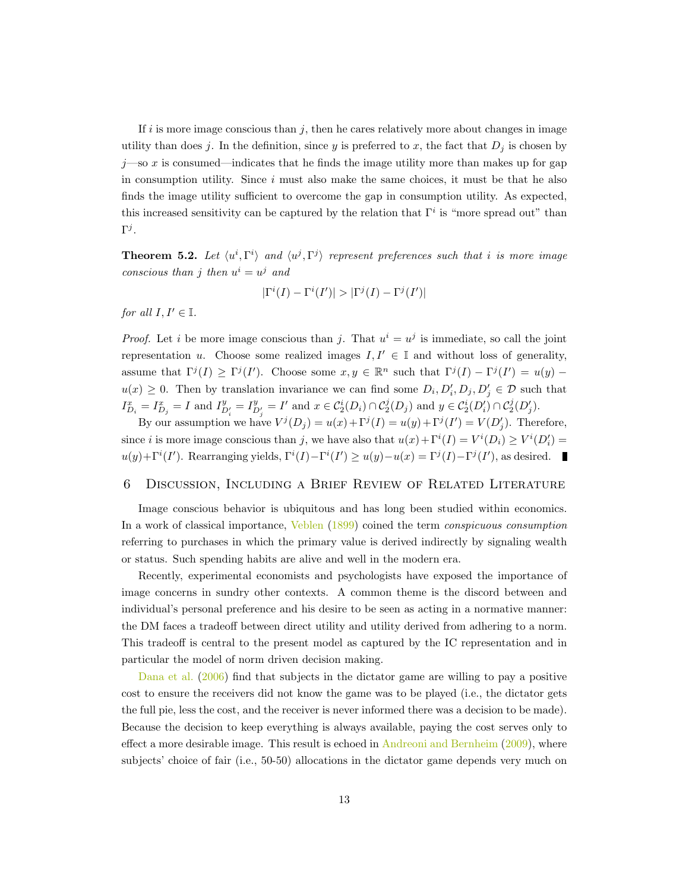If $i$ is more image conscious than $j$, then he cares relatively more about changes in image utility than does $j$. In the definition, since $y$ is preferred to $x$, the fact that $D_j$ is chosen by $j$—so $x$ is consumed—indicates that he finds the image utility more than makes up for gap in consumption utility. Since $i$ must also make the same choices, it must be that he also finds the image utility sufficient to overcome the gap in consumption utility. As expected, this increased sensitivity can be captured by the relation that $\Gamma^i$ is "more spread out" than $\Gamma^j$.

**Theorem 5.2.** *Let $\langle u^i, \Gamma^i \rangle$ and $\langle u^j, \Gamma^j \rangle$ represent preferences such that $i$ is more image conscious than $j$ then $u^i = u^j$ and*

$$|\Gamma^i(I) - \Gamma^i(I')| > |\Gamma^j(I) - \Gamma^j(I')|$$

*for all $I, I' \in \mathbb{I}$.*

*Proof.* Let $i$ be more image conscious than $j$. That $u^i = u^j$ is immediate, so call the joint representation $u$. Choose some realized images $I, I' \in \mathbb{I}$ and without loss of generality, assume that $\Gamma^j(I) \geq \Gamma^j(I')$. Choose some $x, y \in \mathbb{R}^n$ such that $\Gamma^j(I) - \Gamma^j(I') = u(y) - u(x) \geq 0$. Then by translation invariance we can find some $D_i, D'_i, D_j, D'_j \in \mathcal{D}$ such that $I^x_{D_i} = I^x_{D_j} = I$ and $I^y_{D'_i} = I^y_{D'_j} = I'$ and $x \in \mathcal{C}^i_2(D_i) \cap \mathcal{C}^j_2(D_j)$ and $y \in \mathcal{C}^i_2(D'_i) \cap \mathcal{C}^j_2(D'_j)$.

By our assumption we have $V^j(D_j) = u(x) + \Gamma^j(I) = u(y) + \Gamma^j(I') = V(D'_j)$. Therefore, since $i$ is more image conscious than $j$, we have also that $u(x) + \Gamma^i(I) = V^i(D_i) \geq V^i(D'_i) = u(y) + \Gamma^i(I')$. Rearranging yields, $\Gamma^i(I) - \Gamma^i(I') \geq u(y) - u(x) = \Gamma^j(I) - \Gamma^j(I')$, as desired. ∎

# 6 Discussion, Including a Brief Review of Related Literature

Image conscious behavior is ubiquitous and has long been studied within economics. In a work of classical importance, Veblen (1899) coined the term *conspicuous consumption* referring to purchases in which the primary value is derived indirectly by signaling wealth or status. Such spending habits are alive and well in the modern era.

Recently, experimental economists and psychologists have exposed the importance of image concerns in sundry other contexts. A common theme is the discord between and individual's personal preference and his desire to be seen as acting in a normative manner: the DM faces a tradeoff between direct utility and utility derived from adhering to a norm. This tradeoff is central to the present model as captured by the IC representation and in particular the model of norm driven decision making.

Dana et al. (2006) find that subjects in the dictator game are willing to pay a positive cost to ensure the receivers did not know the game was to be played (i.e., the dictator gets the full pie, less the cost, and the receiver is never informed there was a decision to be made). Because the decision to keep everything is always available, paying the cost serves only to effect a more desirable image. This result is echoed in Andreoni and Bernheim (2009), where subjects' choice of fair (i.e., 50-50) allocations in the dictator game depends very much on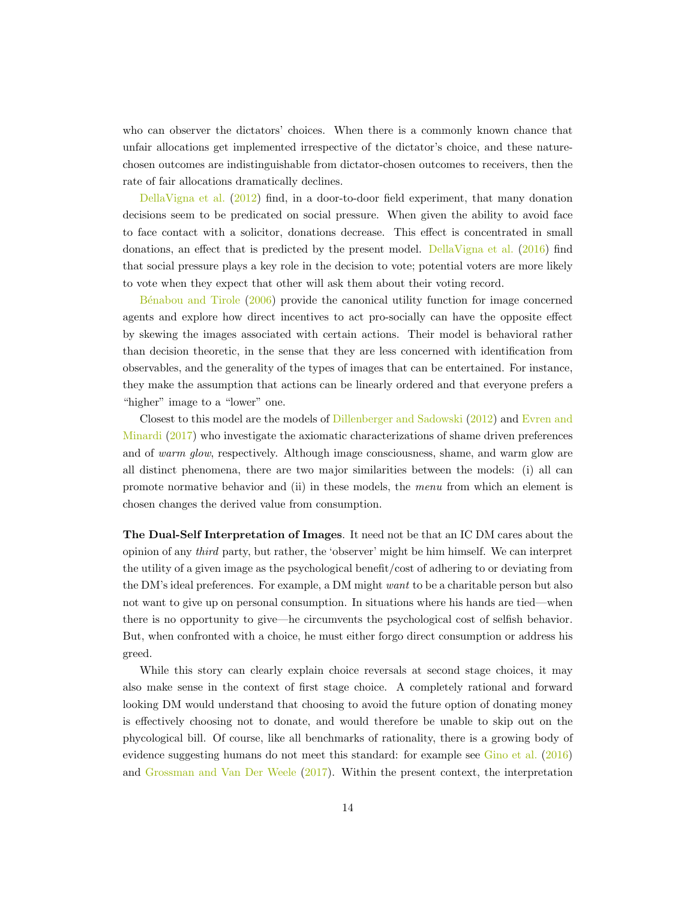who can observer the dictators' choices. When there is a commonly known chance that unfair allocations get implemented irrespective of the dictator's choice, and these nature-chosen outcomes are indistinguishable from dictator-chosen outcomes to receivers, then the rate of fair allocations dramatically declines.

DellaVigna et al. (2012) find, in a door-to-door field experiment, that many donation decisions seem to be predicated on social pressure. When given the ability to avoid face to face contact with a solicitor, donations decrease. This effect is concentrated in small donations, an effect that is predicted by the present model. DellaVigna et al. (2016) find that social pressure plays a key role in the decision to vote; potential voters are more likely to vote when they expect that other will ask them about their voting record.

Bénabou and Tirole (2006) provide the canonical utility function for image concerned agents and explore how direct incentives to act pro-socially can have the opposite effect by skewing the images associated with certain actions. Their model is behavioral rather than decision theoretic, in the sense that they are less concerned with identification from observables, and the generality of the types of images that can be entertained. For instance, they make the assumption that actions can be linearly ordered and that everyone prefers a "higher" image to a "lower" one.

Closest to this model are the models of Dillenberger and Sadowski (2012) and Evren and Minardi (2017) who investigate the axiomatic characterizations of shame driven preferences and of *warm glow*, respectively. Although image consciousness, shame, and warm glow are all distinct phenomena, there are two major similarities between the models: (i) all can promote normative behavior and (ii) in these models, the *menu* from which an element is chosen changes the derived value from consumption.

**The Dual-Self Interpretation of Images**. It need not be that an IC DM cares about the opinion of any *third* party, but rather, the 'observer' might be him himself. We can interpret the utility of a given image as the psychological benefit/cost of adhering to or deviating from the DM's ideal preferences. For example, a DM might *want* to be a charitable person but also not want to give up on personal consumption. In situations where his hands are tied—when there is no opportunity to give—he circumvents the psychological cost of selfish behavior. But, when confronted with a choice, he must either forgo direct consumption or address his greed.

While this story can clearly explain choice reversals at second stage choices, it may also make sense in the context of first stage choice. A completely rational and forward looking DM would understand that choosing to avoid the future option of donating money is effectively choosing not to donate, and would therefore be unable to skip out on the phycological bill. Of course, like all benchmarks of rationality, there is a growing body of evidence suggesting humans do not meet this standard: for example see Gino et al. (2016) and Grossman and Van Der Weele (2017). Within the present context, the interpretation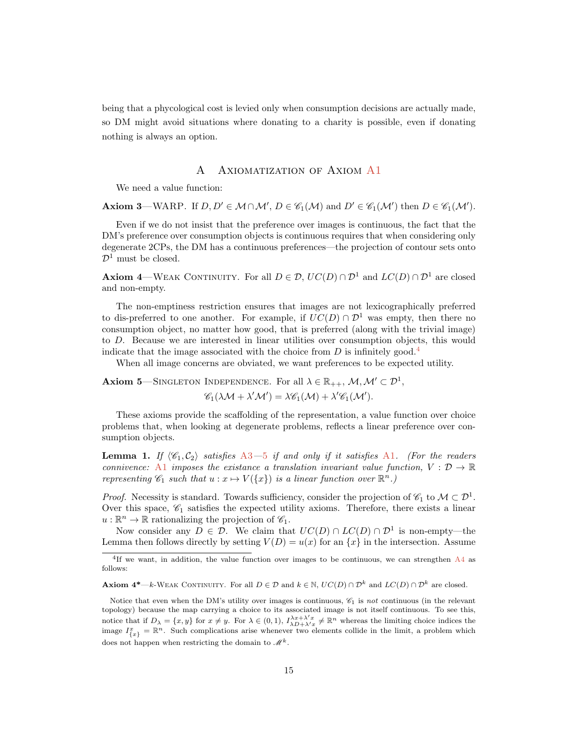being that a phycological cost is levied only when consumption decisions are actually made, so DM might avoid situations where donating to a charity is possible, even if donating nothing is always an option.

# A Axiomatization of Axiom A1

We need a value function:

**Axiom 3**—WARP. If $D, D' \in \mathcal{M} \cap \mathcal{M}'$, $D \in \mathscr{C}_1(\mathcal{M})$ and $D' \in \mathscr{C}_1(\mathcal{M}')$ then $D \in \mathscr{C}_1(\mathcal{M}')$.

Even if we do not insist that the preference over images is continuous, the fact that the DM's preference over consumption objects is continuous requires that when considering only degenerate 2CPs, the DM has a continuous preferences—the projection of contour sets onto $\mathcal{D}^1$ must be closed.

**Axiom 4**—Weak Continuity. For all $D \in \mathcal{D}$, $UC(D) \cap \mathcal{D}^1$ and $LC(D) \cap \mathcal{D}^1$ are closed and non-empty.

The non-emptiness restriction ensures that images are not lexicographically preferred to dis-preferred to one another. For example, if $UC(D) \cap \mathcal{D}^1$ was empty, then there no consumption object, no matter how good, that is preferred (along with the trivial image) to $D$. Because we are interested in linear utilities over consumption objects, this would indicate that the image associated with the choice from $D$ is infinitely good.[4]

When all image concerns are obviated, we want preferences to be expected utility.

**Axiom 5**—Singleton Independence. For all $\lambda \in \mathbb{R}_{++}$, $\mathcal{M}, \mathcal{M}' \subset \mathcal{D}^1$,

$$\mathscr{C}_1(\lambda\mathcal{M} + \lambda'\mathcal{M}') = \lambda\mathscr{C}_1(\mathcal{M}) + \lambda'\mathscr{C}_1(\mathcal{M}').$$

These axioms provide the scaffolding of the representation, a value function over choice problems that, when looking at degenerate problems, reflects a linear preference over consumption objects.

**Lemma 1.** *If $\langle \mathscr{C}_1, \mathcal{C}_2 \rangle$ satisfies A3—5 if and only if it satisfies A1. (For the readers connivence: A1 imposes the existance a translation invariant value function, $V : \mathcal{D} \to \mathbb{R}$ representing $\mathscr{C}_1$ such that $u : x \mapsto V(\{x\})$ is a linear function over $\mathbb{R}^n$.)*

*Proof.* Necessity is standard. Towards sufficiency, consider the projection of $\mathscr{C}_1$ to $\mathcal{M} \subset \mathcal{D}^1$. Over this space, $\mathscr{C}_1$ satisfies the expected utility axioms. Therefore, there exists a linear $u : \mathbb{R}^n \to \mathbb{R}$ rationalizing the projection of $\mathscr{C}_1$.

Now consider any $D \in \mathcal{D}$. We claim that $UC(D) \cap LC(D) \cap \mathcal{D}^1$ is non-empty—the Lemma then follows directly by setting $V(D) = u(x)$ for an $\{x\}$ in the intersection. Assume

---

[4] If we want, in addition, the value function over images to be continuous, we can strengthen A4 as follows:

**Axiom 4\***—$k$-Weak Continuity. For all $D \in \mathcal{D}$ and $k \in \mathbb{N}$, $UC(D) \cap \mathcal{D}^k$ and $LC(D) \cap \mathcal{D}^k$ are closed.

Notice that even when the DM's utility over images is continuous, $\mathscr{C}_1$ is *not* continuous (in the relevant topology) because the map carrying a choice to its associated image is not itself continuous. To see this, notice that if $D_\lambda = \{x, y\}$ for $x \neq y$. For $\lambda \in (0, 1)$, $I^{\lambda x + \lambda' x}_{\lambda D + \lambda' x} \neq \mathbb{R}^n$ whereas the limiting choice indices the image $I^x_{\{x\}} = \mathbb{R}^n$. Such complications arise whenever two elements collide in the limit, a problem which does not happen when restricting the domain to $\mathscr{M}^k$.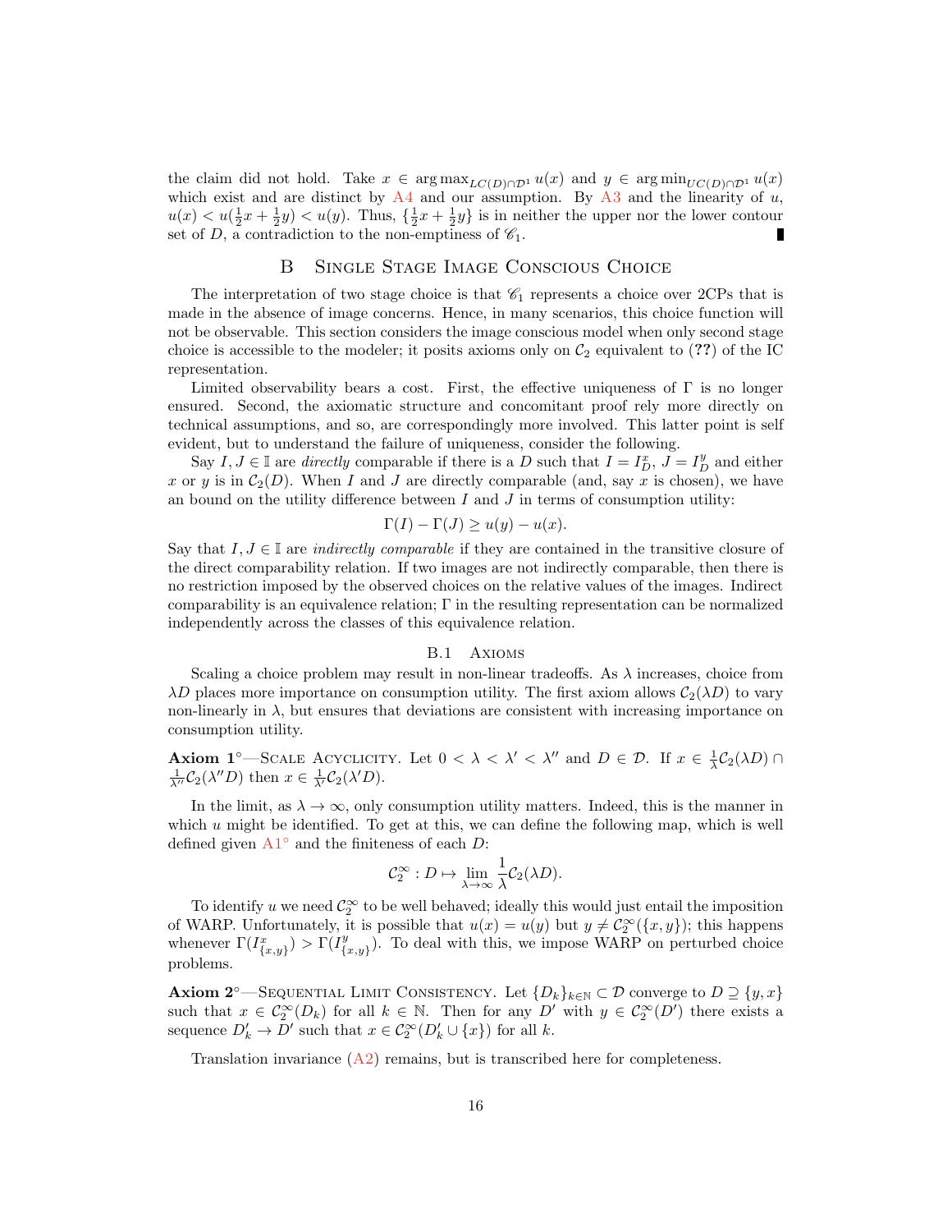the claim did not hold. Take $x \in \arg\max_{LC(D)\cap\mathcal{D}^1} u(x)$ and $y \in \arg\min_{UC(D)\cap\mathcal{D}^1} u(x)$ which exist and are distinct by A4 and our assumption. By A3 and the linearity of $u$, $u(x) < u(\frac{1}{2}x + \frac{1}{2}y) < u(y)$. Thus, $\{\frac{1}{2}x + \frac{1}{2}y\}$ is in neither the upper nor the lower contour set of $D$, a contradiction to the non-emptiness of $\mathscr{C}_1$. ∎

## B Single Stage Image Conscious Choice

The interpretation of two stage choice is that $\mathscr{C}_1$ represents a choice over 2CPs that is made in the absence of image concerns. Hence, in many scenarios, this choice function will not be observable. This section considers the image conscious model when only second stage choice is accessible to the modeler; it posits axioms only on $\mathcal{C}_2$ equivalent to (**??**) of the IC representation.

Limited observability bears a cost. First, the effective uniqueness of $\Gamma$ is no longer ensured. Second, the axiomatic structure and concomitant proof rely more directly on technical assumptions, and so, are correspondingly more involved. This latter point is self evident, but to understand the failure of uniqueness, consider the following.

Say $I, J \in \mathbb{I}$ are *directly* comparable if there is a $D$ such that $I = I^x_D$, $J = I^y_D$ and either $x$ or $y$ is in $\mathcal{C}_2(D)$. When $I$ and $J$ are directly comparable (and, say $x$ is chosen), we have an bound on the utility difference between $I$ and $J$ in terms of consumption utility:

$$\Gamma(I) - \Gamma(J) \geq u(y) - u(x).$$

Say that $I, J \in \mathbb{I}$ are *indirectly comparable* if they are contained in the transitive closure of the direct comparability relation. If two images are not indirectly comparable, then there is no restriction imposed by the observed choices on the relative values of the images. Indirect comparability is an equivalence relation; $\Gamma$ in the resulting representation can be normalized independently across the classes of this equivalence relation.

### B.1 Axioms

Scaling a choice problem may result in non-linear tradeoffs. As $\lambda$ increases, choice from $\lambda D$ places more importance on consumption utility. The first axiom allows $\mathcal{C}_2(\lambda D)$ to vary non-linearly in $\lambda$, but ensures that deviations are consistent with increasing importance on consumption utility.

**Axiom 1°**—Scale Acyclicity. Let $0 < \lambda < \lambda' < \lambda''$ and $D \in \mathcal{D}$. If $x \in \frac{1}{\lambda}\mathcal{C}_2(\lambda D) \cap \frac{1}{\lambda''}\mathcal{C}_2(\lambda'' D)$ then $x \in \frac{1}{\lambda'}\mathcal{C}_2(\lambda' D)$.

In the limit, as $\lambda \to \infty$, only consumption utility matters. Indeed, this is the manner in which $u$ might be identified. To get at this, we can define the following map, which is well defined given A1° and the finiteness of each $D$:

$$\mathcal{C}_2^\infty : D \mapsto \lim_{\lambda\to\infty} \frac{1}{\lambda}\mathcal{C}_2(\lambda D).$$

To identify $u$ we need $\mathcal{C}_2^\infty$ to be well behaved; ideally this would just entail the imposition of WARP. Unfortunately, it is possible that $u(x) = u(y)$ but $y \neq \mathcal{C}_2^\infty(\{x, y\})$; this happens whenever $\Gamma(I^x_{\{x,y\}}) > \Gamma(I^y_{\{x,y\}})$. To deal with this, we impose WARP on perturbed choice problems.

**Axiom 2°**—Sequential Limit Consistency. Let $\{D_k\}_{k\in\mathbb{N}} \subset \mathcal{D}$ converge to $D \supseteq \{y, x\}$ such that $x \in \mathcal{C}_2^\infty(D_k)$ for all $k \in \mathbb{N}$. Then for any $D'$ with $y \in \mathcal{C}_2^\infty(D')$ there exists a sequence $D'_k \to D'$ such that $x \in \mathcal{C}_2^\infty(D'_k \cup \{x\})$ for all $k$.

Translation invariance (A2) remains, but is transcribed here for completeness.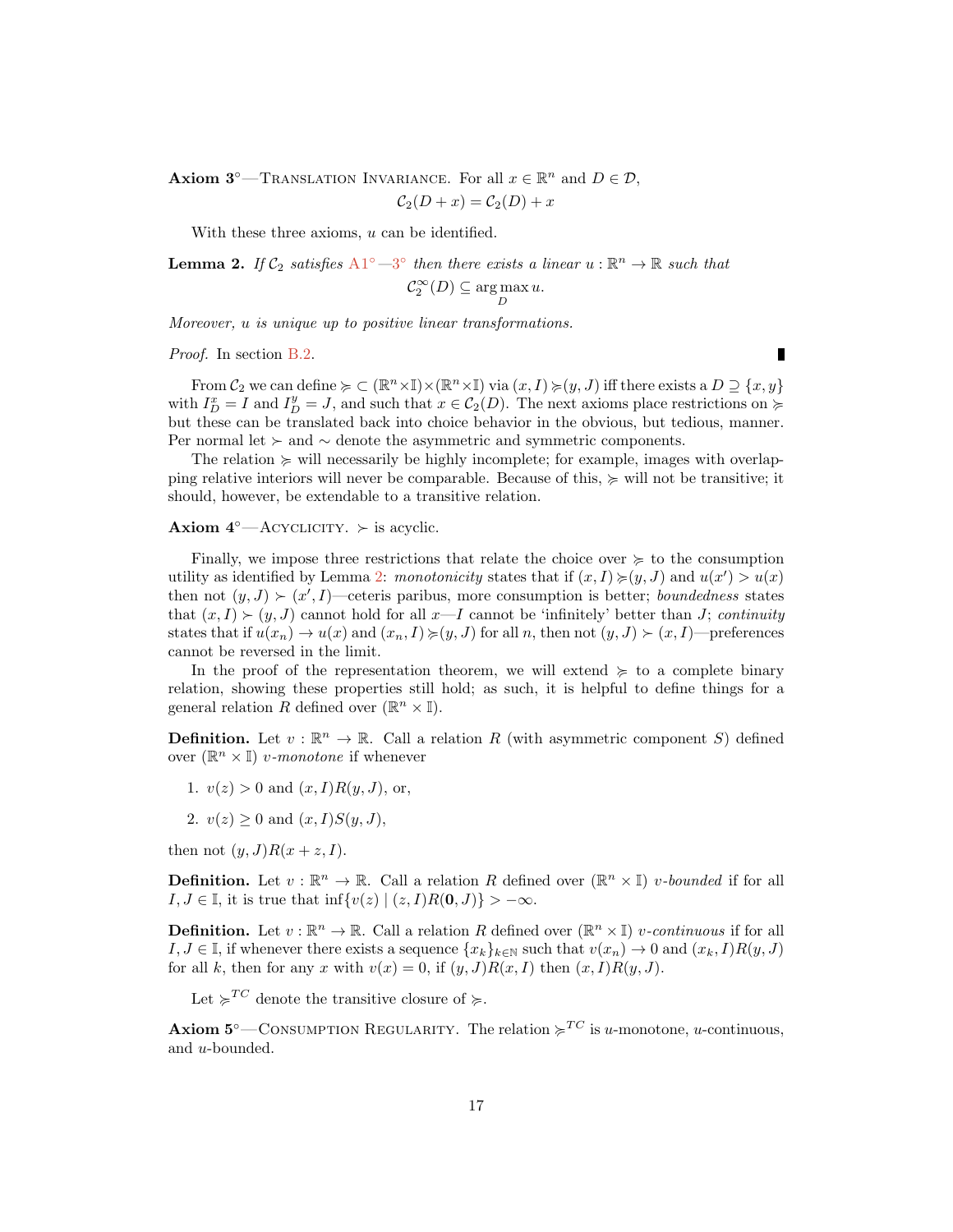**Axiom 3°**—Translation Invariance. For all $x \in \mathbb{R}^n$ and $D \in \mathcal{D}$,

$$\mathcal{C}_2(D + x) = \mathcal{C}_2(D) + x$$

With these three axioms, $u$ can be identified.

**Lemma 2.** *If $\mathcal{C}_2$ satisfies A1°—3° then there exists a linear $u : \mathbb{R}^n \to \mathbb{R}$ such that*

$$\mathcal{C}_2^\infty(D) \subseteq \arg\max_D u.$$

*Moreover, $u$ is unique up to positive linear transformations.*

*Proof.* In section B.2. ∎

From $\mathcal{C}_2$ we can define $\succcurlyeq \subset (\mathbb{R}^n \times \mathbb{I}) \times (\mathbb{R}^n \times \mathbb{I})$ via $(x, I) \succcurlyeq (y, J)$ iff there exists a $D \supseteq \{x, y\}$ with $I_D^x = I$ and $I_D^y = J$, and such that $x \in \mathcal{C}_2(D)$. The next axioms place restrictions on $\succcurlyeq$ but these can be translated back into choice behavior in the obvious, but tedious, manner. Per normal let $\succ$ and $\sim$ denote the asymmetric and symmetric components.

The relation $\succcurlyeq$ will necessarily be highly incomplete; for example, images with overlapping relative interiors will never be comparable. Because of this, $\succcurlyeq$ will not be transitive; it should, however, be extendable to a transitive relation.

**Axiom 4°**—Acyclicity. $\succ$ is acyclic.

Finally, we impose three restrictions that relate the choice over $\succcurlyeq$ to the consumption utility as identified by Lemma 2: *monotonicity* states that if $(x, I) \succcurlyeq (y, J)$ and $u(x') > u(x)$ then not $(y, J) \succ (x', I)$—ceteris paribus, more consumption is better; *boundedness* states that $(x, I) \succ (y, J)$ cannot hold for all $x$—$I$ cannot be 'infinitely' better than $J$; *continuity* states that if $u(x_n) \to u(x)$ and $(x_n, I) \succcurlyeq (y, J)$ for all $n$, then not $(y, J) \succ (x, I)$—preferences cannot be reversed in the limit.

In the proof of the representation theorem, we will extend $\succcurlyeq$ to a complete binary relation, showing these properties still hold; as such, it is helpful to define things for a general relation $R$ defined over $(\mathbb{R}^n \times \mathbb{I})$.

**Definition.** Let $v : \mathbb{R}^n \to \mathbb{R}$. Call a relation $R$ (with asymmetric component $S$) defined over $(\mathbb{R}^n \times \mathbb{I})$ *$v$-monotone* if whenever

1. $v(z) > 0$ and $(x, I)R(y, J)$, or,
2. $v(z) \geq 0$ and $(x, I)S(y, J)$,

then not $(y, J)R(x + z, I)$.

**Definition.** Let $v : \mathbb{R}^n \to \mathbb{R}$. Call a relation $R$ defined over $(\mathbb{R}^n \times \mathbb{I})$ *$v$-bounded* if for all $I, J \in \mathbb{I}$, it is true that $\inf\{v(z) \mid (z, I)R(\mathbf{0}, J)\} > -\infty$.

**Definition.** Let $v : \mathbb{R}^n \to \mathbb{R}$. Call a relation $R$ defined over $(\mathbb{R}^n \times \mathbb{I})$ *$v$-continuous* if for all $I, J \in \mathbb{I}$, if whenever there exists a sequence $\{x_k\}_{k \in \mathbb{N}}$ such that $v(x_n) \to 0$ and $(x_k, I)R(y, J)$ for all $k$, then for any $x$ with $v(x) = 0$, if $(y, J)R(x, I)$ then $(x, I)R(y, J)$.

Let $\succcurlyeq^{TC}$ denote the transitive closure of $\succcurlyeq$.

**Axiom 5°**—Consumption Regularity. The relation $\succcurlyeq^{TC}$ is $u$-monotone, $u$-continuous, and $u$-bounded.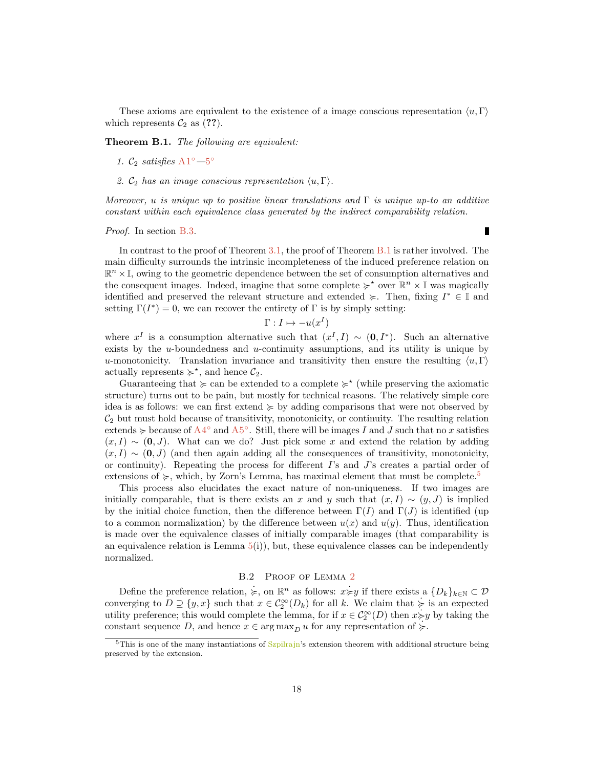These axioms are equivalent to the existence of a image conscious representation $\langle u, \Gamma \rangle$ which represents $\mathcal{C}_2$ as (**??**).

**Theorem B.1.** *The following are equivalent:*

1. *$\mathcal{C}_2$ satisfies* A1°—5°
2. *$\mathcal{C}_2$ has an image conscious representation $\langle u, \Gamma \rangle$.*

*Moreover, $u$ is unique up to positive linear translations and $\Gamma$ is unique up-to an additive constant within each equivalence class generated by the indirect comparability relation.*

*Proof.* In section B.3. ∎

In contrast to the proof of Theorem 3.1, the proof of Theorem B.1 is rather involved. The main difficulty surrounds the intrinsic incompleteness of the induced preference relation on $\mathbb{R}^n \times \mathbb{I}$, owing to the geometric dependence between the set of consumption alternatives and the consequent images. Indeed, imagine that some complete $\succcurlyeq^\star$ over $\mathbb{R}^n \times \mathbb{I}$ was magically identified and preserved the relevant structure and extended $\succcurlyeq$. Then, fixing $I^* \in \mathbb{I}$ and setting $\Gamma(I^*) = 0$, we can recover the entirety of $\Gamma$ is by simply setting:

$$\Gamma : I \mapsto -u(x^I)$$

where $x^I$ is a consumption alternative such that $(x^I, I) \sim (\mathbf{0}, I^*)$. Such an alternative exists by the $u$-boundedness and $u$-continuity assumptions, and its utility is unique by $u$-monotonicity. Translation invariance and transitivity then ensure the resulting $\langle u, \Gamma \rangle$ actually represents $\succcurlyeq^\star$, and hence $\mathcal{C}_2$.

Guaranteeing that $\succcurlyeq$ can be extended to a complete $\succcurlyeq^\star$ (while preserving the axiomatic structure) turns out to be pain, but mostly for technical reasons. The relatively simple core idea is as follows: we can first extend $\succcurlyeq$ by adding comparisons that were not observed by $\mathcal{C}_2$ but must hold because of transitivity, monotonicity, or continuity. The resulting relation extends $\succcurlyeq$ because of A4° and A5°. Still, there will be images $I$ and $J$ such that no $x$ satisfies $(x, I) \sim (\mathbf{0}, J)$. What can we do? Just pick some $x$ and extend the relation by adding $(x, I) \sim (\mathbf{0}, J)$ (and then again adding all the consequences of transitivity, monotonicity, or continuity). Repeating the process for different $I$'s and $J$'s creates a partial order of extensions of $\succcurlyeq$, which, by Zorn's Lemma, has maximal element that must be complete.[5]

This process also elucidates the exact nature of non-uniqueness. If two images are initially comparable, that is there exists an $x$ and $y$ such that $(x, I) \sim (y, J)$ is implied by the initial choice function, then the difference between $\Gamma(I)$ and $\Gamma(J)$ is identified (up to a common normalization) by the difference between $u(x)$ and $u(y)$. Thus, identification is made over the equivalence classes of initially comparable images (that comparability is an equivalence relation is Lemma 5(i)), but, these equivalence classes can be independently normalized.

### B.2 Proof of Lemma 2

Define the preference relation, $\dot{\succcurlyeq}$, on $\mathbb{R}^n$ as follows: $x \dot{\succcurlyeq} y$ if there exists a $\{D_k\}_{k \in \mathbb{N}} \subset \mathcal{D}$ converging to $D \supseteq \{y, x\}$ such that $x \in \mathcal{C}_2^\infty(D_k)$ for all $k$. We claim that $\dot{\succcurlyeq}$ is an expected utility preference; this would complete the lemma, for if $x \in \mathcal{C}_2^\infty(D)$ then $x \dot{\succcurlyeq} y$ by taking the constant sequence $D$, and hence $x \in \arg\max_D u$ for any representation of $\dot{\succcurlyeq}$.

[5] This is one of the many instantiations of Szpilrajn's extension theorem with additional structure being preserved by the extension.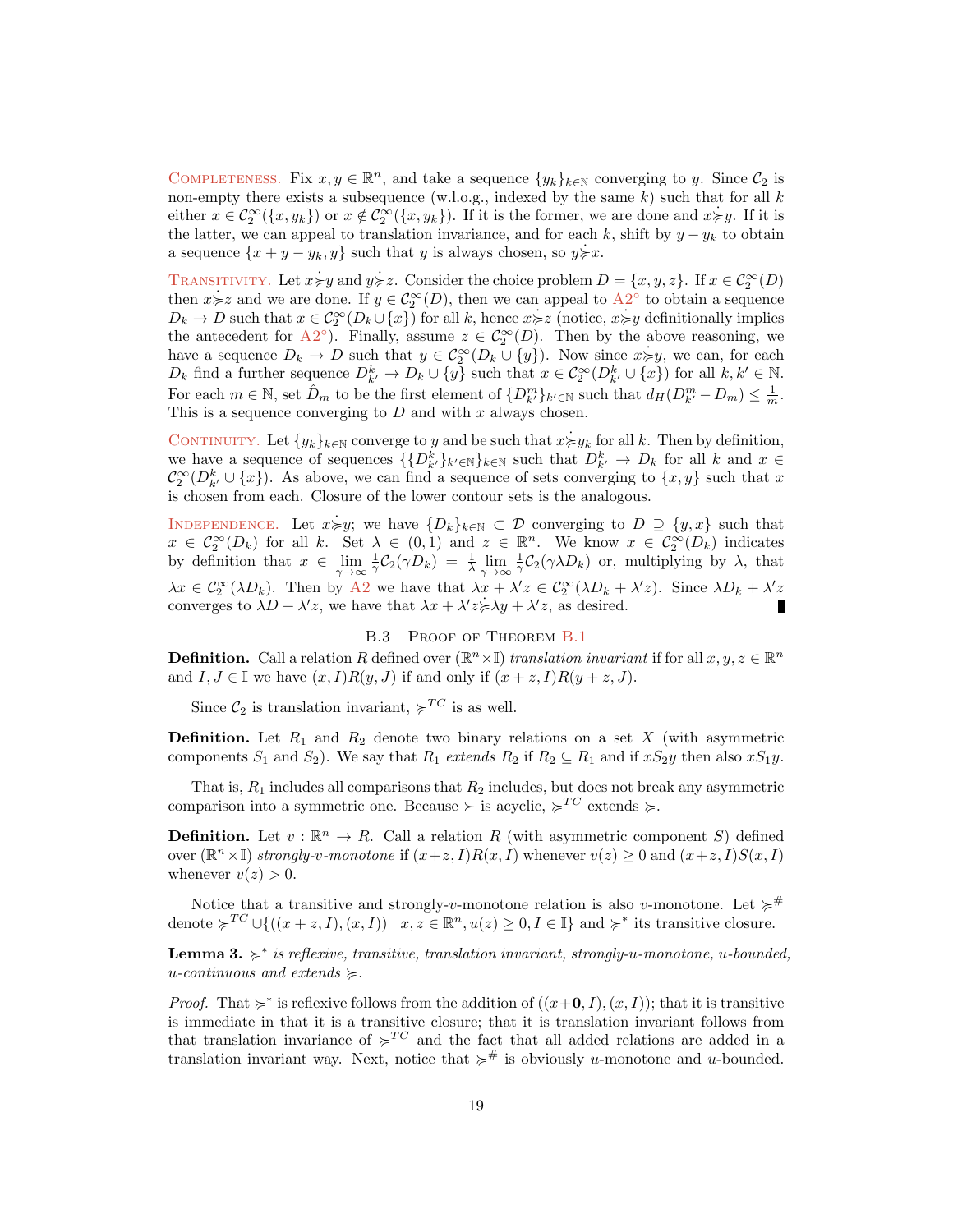<span style="font-variant:small-caps">Completeness.</span> Fix $x, y \in \mathbb{R}^n$, and take a sequence $\{y_k\}_{k\in\mathbb{N}}$ converging to $y$. Since $\mathcal{C}_2$ is non-empty there exists a subsequence (w.l.o.g., indexed by the same $k$) such that for all $k$ either $x \in \mathcal{C}_2^\infty(\{x, y_k\})$ or $x \notin \mathcal{C}_2^\infty(\{x, y_k\})$. If it is the former, we are done and $x \dot{\succcurlyeq} y$. If it is the latter, we can appeal to translation invariance, and for each $k$, shift by $y - y_k$ to obtain a sequence $\{x + y - y_k, y\}$ such that $y$ is always chosen, so $y \dot{\succcurlyeq} x$.

<span style="font-variant:small-caps">Transitivity.</span> Let $x \dot{\succcurlyeq} y$ and $y \dot{\succcurlyeq} z$. Consider the choice problem $D = \{x, y, z\}$. If $x \in \mathcal{C}_2^\infty(D)$ then $x \dot{\succcurlyeq} z$ and we are done. If $y \in \mathcal{C}_2^\infty(D)$, then we can appeal to A2° to obtain a sequence $D_k \to D$ such that $x \in \mathcal{C}_2^\infty(D_k \cup \{x\})$ for all $k$, hence $x \dot{\succcurlyeq} z$ (notice, $x \dot{\succcurlyeq} y$ definitionally implies the antecedent for A2°). Finally, assume $z \in \mathcal{C}_2^\infty(D)$. Then by the above reasoning, we have a sequence $D_k \to D$ such that $y \in \mathcal{C}_2^\infty(D_k \cup \{y\})$. Now since $x \dot{\succcurlyeq} y$, we can, for each $D_k$ find a further sequence $D^k_{k'} \to D_k \cup \{y\}$ such that $x \in \mathcal{C}_2^\infty(D^k_{k'} \cup \{x\})$ for all $k, k' \in \mathbb{N}$. For each $m \in \mathbb{N}$, set $\hat{D}_m$ to be the first element of $\{D^m_{k'}\}_{k'\in\mathbb{N}}$ such that $d_H(D^m_{k'} - D_m) \leq \frac{1}{m}$. This is a sequence converging to $D$ and with $x$ always chosen.

<span style="font-variant:small-caps">Continuity.</span> Let $\{y_k\}_{k\in\mathbb{N}}$ converge to $y$ and be such that $x \dot{\succcurlyeq} y_k$ for all $k$. Then by definition, we have a sequence of sequences $\{\{D^k_{k'}\}_{k'\in\mathbb{N}}\}_{k\in\mathbb{N}}$ such that $D^k_{k'} \to D_k$ for all $k$ and $x \in \mathcal{C}_2^\infty(D^k_{k'} \cup \{x\})$. As above, we can find a sequence of sets converging to $\{x, y\}$ such that $x$ is chosen from each. Closure of the lower contour sets is the analogous.

<span style="font-variant:small-caps">Independence.</span> Let $x \dot{\succcurlyeq} y$; we have $\{D_k\}_{k\in\mathbb{N}} \subset \mathcal{D}$ converging to $D \supseteq \{y, x\}$ such that $x \in \mathcal{C}_2^\infty(D_k)$ for all $k$. Set $\lambda \in (0, 1)$ and $z \in \mathbb{R}^n$. We know $x \in \mathcal{C}_2^\infty(D_k)$ indicates by definition that $x \in \lim_{\gamma\to\infty} \frac{1}{\gamma}\mathcal{C}_2(\gamma D_k) = \frac{1}{\lambda} \lim_{\gamma\to\infty} \frac{1}{\gamma}\mathcal{C}_2(\gamma\lambda D_k)$ or, multiplying by $\lambda$, that $\lambda x \in \mathcal{C}_2^\infty(\lambda D_k)$. Then by A2 we have that $\lambda x + \lambda' z \in \mathcal{C}_2^\infty(\lambda D_k + \lambda' z)$. Since $\lambda D_k + \lambda' z$ converges to $\lambda D + \lambda' z$, we have that $\lambda x + \lambda' z \dot{\succcurlyeq} \lambda y + \lambda' z$, as desired. ∎

### B.3 Proof of Theorem B.1

**Definition.** Call a relation $R$ defined over $(\mathbb{R}^n \times \mathbb{I})$ *translation invariant* if for all $x, y, z \in \mathbb{R}^n$ and $I, J \in \mathbb{I}$ we have $(x, I)R(y, J)$ if and only if $(x + z, I)R(y + z, J)$.

Since $\mathcal{C}_2$ is translation invariant, $\succcurlyeq^{TC}$ is as well.

**Definition.** Let $R_1$ and $R_2$ denote two binary relations on a set $X$ (with asymmetric components $S_1$ and $S_2$). We say that $R_1$ *extends* $R_2$ if $R_2 \subseteq R_1$ and if $xS_2y$ then also $xS_1y$.

That is, $R_1$ includes all comparisons that $R_2$ includes, but does not break any asymmetric comparison into a symmetric one. Because $\succ$ is acyclic, $\succcurlyeq^{TC}$ extends $\succcurlyeq$.

**Definition.** Let $v : \mathbb{R}^n \to R$. Call a relation $R$ (with asymmetric component $S$) defined over $(\mathbb{R}^n \times \mathbb{I})$ *strongly-v-monotone* if $(x+z, I)R(x, I)$ whenever $v(z) \geq 0$ and $(x+z, I)S(x, I)$ whenever $v(z) > 0$.

Notice that a transitive and strongly-$v$-monotone relation is also $v$-monotone. Let $\succcurlyeq^\#$ denote $\succcurlyeq^{TC} \cup \{((x + z, I), (x, I)) \mid x, z \in \mathbb{R}^n, u(z) \geq 0, I \in \mathbb{I}\}$ and $\succcurlyeq^*$ its transitive closure.

**Lemma 3.** *$\succcurlyeq^*$ is reflexive, transitive, translation invariant, strongly-u-monotone, u-bounded, u-continuous and extends $\succcurlyeq$.*

*Proof.* That $\succcurlyeq^*$ is reflexive follows from the addition of $((x+\mathbf{0}, I), (x, I))$; that it is transitive is immediate in that it is a transitive closure; that it is translation invariant follows from that translation invariance of $\succcurlyeq^{TC}$ and the fact that all added relations are added in a translation invariant way. Next, notice that $\succcurlyeq^\#$ is obviously $u$-monotone and $u$-bounded.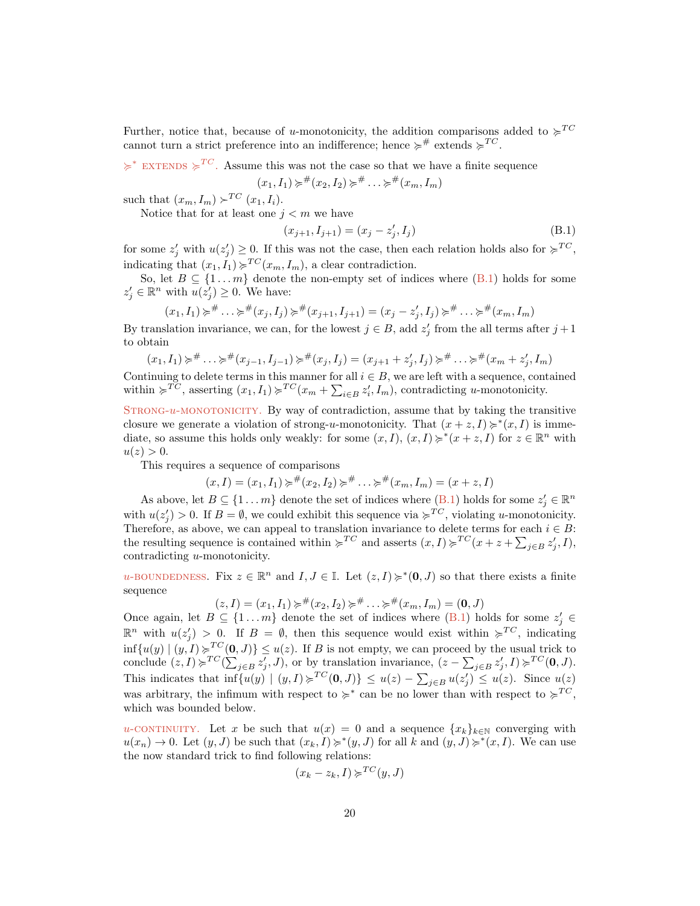Further, notice that, because of $u$-monotonicity, the addition comparisons added to $\succcurlyeq^{TC}$ cannot turn a strict preference into an indifference; hence $\succcurlyeq^{\#}$ extends $\succcurlyeq^{TC}$.

$\succcurlyeq^{*}$ EXTENDS $\succcurlyeq^{TC}$. Assume this was not the case so that we have a finite sequence

$$(x_1, I_1) \succcurlyeq^{\#} (x_2, I_2) \succcurlyeq^{\#} \ldots \succcurlyeq^{\#} (x_m, I_m)$$

such that $(x_m, I_m) \succ^{TC} (x_1, I_i)$.

Notice that for at least one $j < m$ we have

$$(x_{j+1}, I_{j+1}) = (x_j - z'_j, I_j) \tag{B.1}$$

for some $z'_j$ with $u(z'_j) \geq 0$. If this was not the case, then each relation holds also for $\succcurlyeq^{TC}$, indicating that $(x_1, I_1) \succcurlyeq^{TC} (x_m, I_m)$, a clear contradiction.

So, let $B \subseteq \{1 \ldots m\}$ denote the non-empty set of indices where (B.1) holds for some $z'_j \in \mathbb{R}^n$ with $u(z'_j) \geq 0$. We have:

$$(x_1, I_1) \succcurlyeq^{\#} \ldots \succcurlyeq^{\#} (x_j, I_j) \succcurlyeq^{\#} (x_{j+1}, I_{j+1}) = (x_j - z'_j, I_j) \succcurlyeq^{\#} \ldots \succcurlyeq^{\#} (x_m, I_m)$$

By translation invariance, we can, for the lowest $j \in B$, add $z'_j$ from the all terms after $j+1$ to obtain

$$(x_1, I_1) \succcurlyeq^{\#} \ldots \succcurlyeq^{\#} (x_{j-1}, I_{j-1}) \succcurlyeq^{\#} (x_j, I_j) = (x_{j+1} + z'_j, I_j) \succcurlyeq^{\#} \ldots \succcurlyeq^{\#} (x_m + z'_j, I_m)$$

Continuing to delete terms in this manner for all $i \in B$, we are left with a sequence, contained within $\succcurlyeq^{TC}$, asserting $(x_1, I_1) \succcurlyeq^{TC} (x_m + \sum_{i \in B} z'_i, I_m)$, contradicting $u$-monotonicity.

STRONG-$u$-MONOTONICITY. By way of contradiction, assume that by taking the transitive closure we generate a violation of strong-$u$-monotonicity. That $(x + z, I) \succcurlyeq^{*} (x, I)$ is immediate, so assume this holds only weakly: for some $(x, I)$, $(x, I) \succcurlyeq^{*} (x + z, I)$ for $z \in \mathbb{R}^n$ with $u(z) > 0$.

This requires a sequence of comparisons

$$(x, I) = (x_1, I_1) \succcurlyeq^{\#} (x_2, I_2) \succcurlyeq^{\#} \ldots \succcurlyeq^{\#} (x_m, I_m) = (x + z, I)$$

As above, let $B \subseteq \{1 \ldots m\}$ denote the set of indices where (B.1) holds for some $z'_j \in \mathbb{R}^n$ with $u(z'_j) > 0$. If $B = \emptyset$, we could exhibit this sequence via $\succcurlyeq^{TC}$, violating $u$-monotonicity. Therefore, as above, we can appeal to translation invariance to delete terms for each $i \in B$: the resulting sequence is contained within $\succcurlyeq^{TC}$ and asserts $(x, I) \succcurlyeq^{TC} (x + z + \sum_{j \in B} z'_j, I)$, contradicting $u$-monotonicity.

$u$-BOUNDEDNESS. Fix $z \in \mathbb{R}^n$ and $I, J \in \mathbb{I}$. Let $(z, I) \succcurlyeq^{*} (\mathbf{0}, J)$ so that there exists a finite sequence

$$(z, I) = (x_1, I_1) \succcurlyeq^{\#} (x_2, I_2) \succcurlyeq^{\#} \ldots \succcurlyeq^{\#} (x_m, I_m) = (\mathbf{0}, J)$$

Once again, let $B \subseteq \{1 \ldots m\}$ denote the set of indices where (B.1) holds for some $z'_j \in \mathbb{R}^n$ with $u(z'_j) > 0$. If $B = \emptyset$, then this sequence would exist within $\succcurlyeq^{TC}$, indicating $\inf\{u(y) \mid (y, I) \succcurlyeq^{TC} (\mathbf{0}, J)\} \leq u(z)$. If $B$ is not empty, we can proceed by the usual trick to conclude $(z, I) \succcurlyeq^{TC} (\sum_{j \in B} z'_j, J)$, or by translation invariance, $(z - \sum_{j \in B} z'_j, I) \succcurlyeq^{TC} (\mathbf{0}, J)$. This indicates that $\inf\{u(y) \mid (y, I) \succcurlyeq^{TC} (\mathbf{0}, J)\} \leq u(z) - \sum_{j \in B} u(z'_j) \leq u(z)$. Since $u(z)$ was arbitrary, the infimum with respect to $\succcurlyeq^{*}$ can be no lower than with respect to $\succcurlyeq^{TC}$, which was bounded below.

$u$-CONTINUITY. Let $x$ be such that $u(x) = 0$ and a sequence $\{x_k\}_{k \in \mathbb{N}}$ converging with $u(x_n) \to 0$. Let $(y, J)$ be such that $(x_k, I) \succcurlyeq^{*} (y, J)$ for all $k$ and $(y, J) \succcurlyeq^{*} (x, I)$. We can use the now standard trick to find following relations:

$$(x_k - z_k, I) \succcurlyeq^{TC} (y, J)$$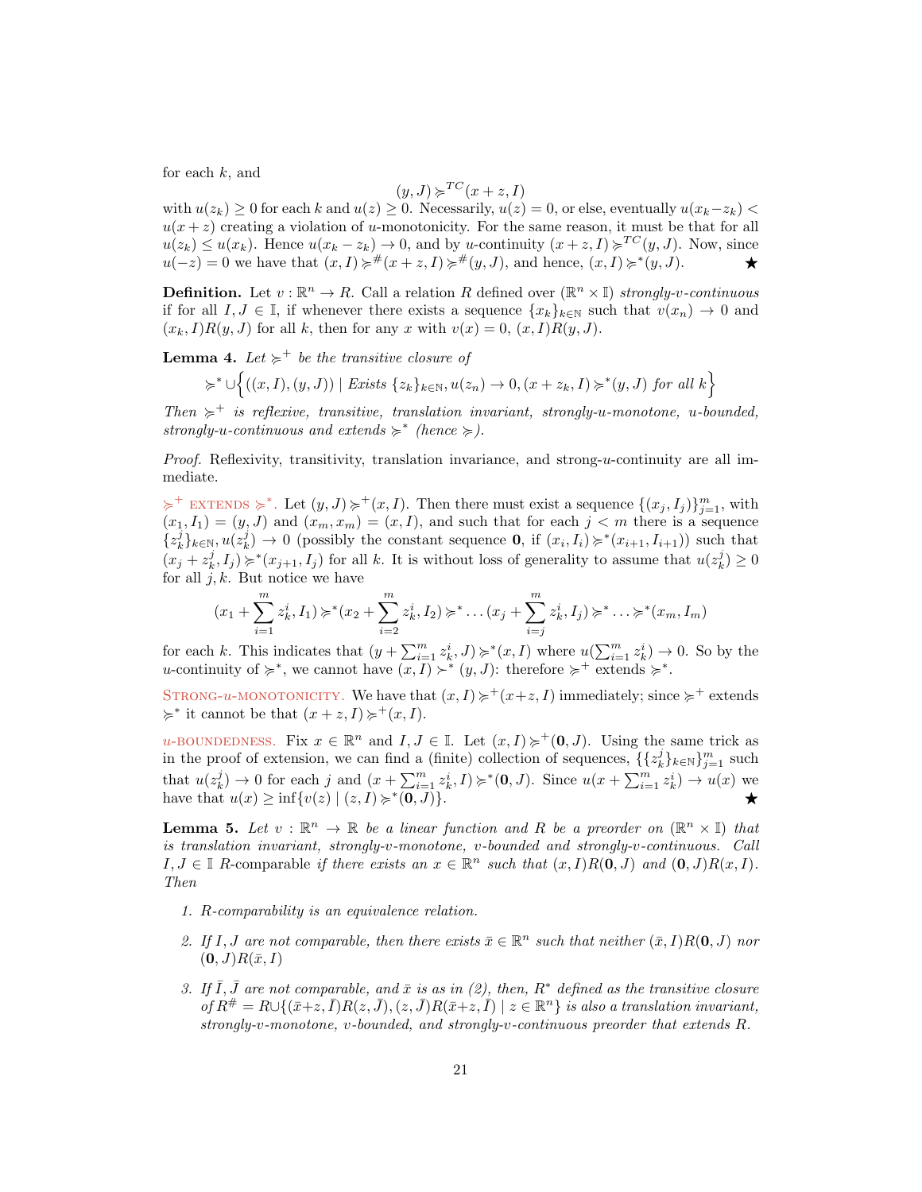for each $k$, and

$$(y, J) \succcurlyeq^{TC} (x + z, I)$$

with $u(z_k) \geq 0$ for each $k$ and $u(z) \geq 0$. Necessarily, $u(z) = 0$, or else, eventually $u(x_k - z_k) < u(x + z)$ creating a violation of $u$-monotonicity. For the same reason, it must be that for all $u(z_k) \leq u(x_k)$. Hence $u(x_k - z_k) \to 0$, and by $u$-continuity $(x + z, I) \succcurlyeq^{TC} (y, J)$. Now, since $u(-z) = 0$ we have that $(x, I) \succcurlyeq^{\#} (x + z, I) \succcurlyeq^{\#} (y, J)$, and hence, $(x, I) \succcurlyeq^{*} (y, J)$. ★

**Definition.** Let $v : \mathbb{R}^n \to R$. Call a relation $R$ defined over $(\mathbb{R}^n \times \mathbb{I})$ *strongly-$v$-continuous* if for all $I, J \in \mathbb{I}$, if whenever there exists a sequence $\{x_k\}_{k \in \mathbb{N}}$ such that $v(x_n) \to 0$ and $(x_k, I) R (y, J)$ for all $k$, then for any $x$ with $v(x) = 0$, $(x, I) R (y, J)$.

**Lemma 4.** *Let $\succcurlyeq^{+}$ be the transitive closure of*

$$\succcurlyeq^{*} \cup \Big\{ ((x, I), (y, J)) \mid \text{Exists } \{z_k\}_{k \in \mathbb{N}}, u(z_n) \to 0, (x + z_k, I) \succcurlyeq^{*} (y, J) \text{ for all } k \Big\}$$

*Then $\succcurlyeq^{+}$ is reflexive, transitive, translation invariant, strongly-$u$-monotone, $u$-bounded, strongly-$u$-continuous and extends $\succcurlyeq^{*}$ (hence $\succcurlyeq$).*

*Proof.* Reflexivity, transitivity, translation invariance, and strong-$u$-continuity are all immediate.

$\succcurlyeq^{+}$ EXTENDS $\succcurlyeq^{*}$. Let $(y, J) \succcurlyeq^{+} (x, I)$. Then there must exist a sequence $\{(x_j, I_j)\}_{j=1}^{m}$, with $(x_1, I_1) = (y, J)$ and $(x_m, x_m) = (x, I)$, and such that for each $j < m$ there is a sequence $\{z_k^j\}_{k \in \mathbb{N}}, u(z_k^j) \to 0$ (possibly the constant sequence $\mathbf{0}$, if $(x_i, I_i) \succcurlyeq^{*} (x_{i+1}, I_{i+1})$) such that $(x_j + z_k^j, I_j) \succcurlyeq^{*} (x_{j+1}, I_j)$ for all $k$. It is without loss of generality to assume that $u(z_k^j) \geq 0$ for all $j, k$. But notice we have

$$(x_1 + \sum_{i=1}^{m} z_k^i, I_1) \succcurlyeq^{*} (x_2 + \sum_{i=2}^{m} z_k^i, I_2) \succcurlyeq^{*} \ldots (x_j + \sum_{i=j}^{m} z_k^i, I_j) \succcurlyeq^{*} \ldots \succcurlyeq^{*} (x_m, I_m)$$

for each $k$. This indicates that $(y + \sum_{i=1}^{m} z_k^i, J) \succcurlyeq^{*} (x, I)$ where $u(\sum_{i=1}^{m} z_k^i) \to 0$. So by the $u$-continuity of $\succcurlyeq^{*}$, we cannot have $(x, I) \succ^{*} (y, J)$: therefore $\succcurlyeq^{+}$ extends $\succcurlyeq^{*}$.

STRONG-$u$-MONOTONICITY. We have that $(x, I) \succcurlyeq^{+} (x + z, I)$ immediately; since $\succcurlyeq^{+}$ extends $\succcurlyeq^{*}$ it cannot be that $(x + z, I) \succcurlyeq^{+} (x, I)$.

$u$-BOUNDEDNESS. Fix $x \in \mathbb{R}^n$ and $I, J \in \mathbb{I}$. Let $(x, I) \succcurlyeq^{+} (\mathbf{0}, J)$. Using the same trick as in the proof of extension, we can find a (finite) collection of sequences, $\{\{z_k^j\}_{k \in \mathbb{N}}\}_{j=1}^{m}$ such that $u(z_k^j) \to 0$ for each $j$ and $(x + \sum_{i=1}^{m} z_k^i, I) \succcurlyeq^{*} (\mathbf{0}, J)$. Since $u(x + \sum_{i=1}^{m} z_k^i) \to u(x)$ we have that $u(x) \geq \inf\{v(z) \mid (z, I) \succcurlyeq^{*} (\mathbf{0}, J)\}$. ★

**Lemma 5.** *Let $v : \mathbb{R}^n \to \mathbb{R}$ be a linear function and $R$ be a preorder on $(\mathbb{R}^n \times \mathbb{I})$ that is translation invariant, strongly-$v$-monotone, $v$-bounded and strongly-$v$-continuous. Call $I, J \in \mathbb{I}$ $R$-comparable if there exists an $x \in \mathbb{R}^n$ such that $(x, I) R (\mathbf{0}, J)$ and $(\mathbf{0}, J) R (x, I)$. Then*

1. *$R$-comparability is an equivalence relation.*
2. *If $I, J$ are not comparable, then there exists $\bar{x} \in \mathbb{R}^n$ such that neither $(\bar{x}, I) R (\mathbf{0}, J)$ nor $(\mathbf{0}, J) R (\bar{x}, I)$*
3. *If $\bar{I}, \bar{J}$ are not comparable, and $\bar{x}$ is as in (2), then, $R^{*}$ defined as the transitive closure of $R^{\#} = R \cup \{(\bar{x} + z, \bar{I}) R (z, \bar{J}), (z, \bar{J}) R (\bar{x} + z, \bar{I}) \mid z \in \mathbb{R}^n\}$ is also a translation invariant, strongly-$v$-monotone, $v$-bounded, and strongly-$v$-continuous preorder that extends $R$.*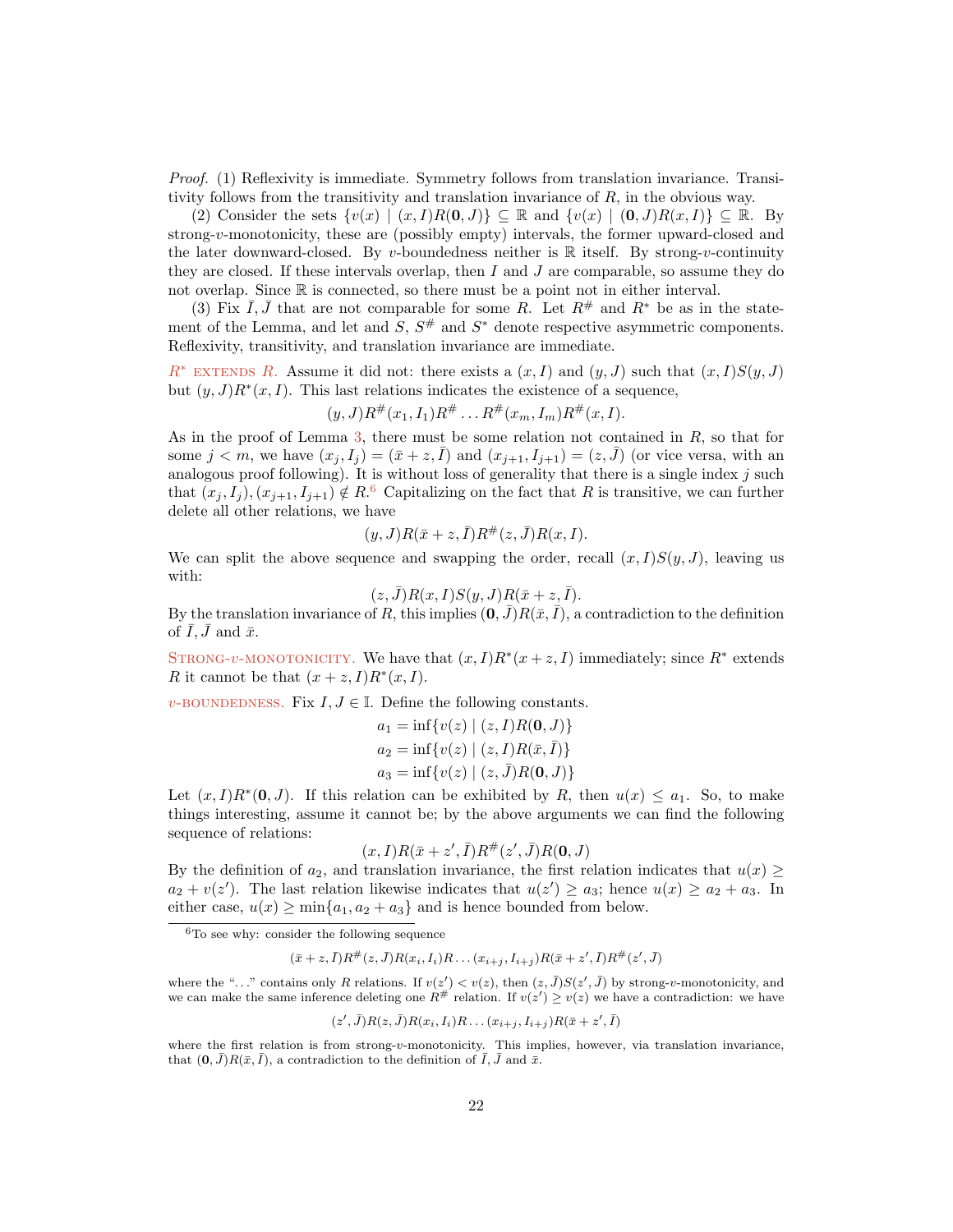*Proof.* (1) Reflexivity is immediate. Symmetry follows from translation invariance. Transitivity follows from the transitivity and translation invariance of $R$, in the obvious way.

(2) Consider the sets $\{v(x) \mid (x,I)R(\mathbf{0},J)\} \subseteq \mathbb{R}$ and $\{v(x) \mid (\mathbf{0},J)R(x,I)\} \subseteq \mathbb{R}$. By strong-$v$-monotonicity, these are (possibly empty) intervals, the former upward-closed and the later downward-closed. By $v$-boundedness neither is $\mathbb{R}$ itself. By strong-$v$-continuity they are closed. If these intervals overlap, then $I$ and $J$ are comparable, so assume they do not overlap. Since $\mathbb{R}$ is connected, so there must be a point not in either interval.

(3) Fix $\bar{I}, \bar{J}$ that are not comparable for some $R$. Let $R^{\#}$ and $R^*$ be as in the statement of the Lemma, and let and $S$, $S^{\#}$ and $S^*$ denote respective asymmetric components. Reflexivity, transitivity, and translation invariance are immediate.

$R^*$ EXTENDS $R$. Assume it did not: there exists a $(x,I)$ and $(y,J)$ such that $(x,I)S(y,J)$ but $(y,J)R^*(x,I)$. This last relations indicates the existence of a sequence,

$$(y,J)R^{\#}(x_1,I_1)R^{\#}\dots R^{\#}(x_m,I_m)R^{\#}(x,I).$$

As in the proof of Lemma 3, there must be some relation not contained in $R$, so that for some $j<m$, we have $(x_j,I_j)=(\bar{x}+z,\bar{I})$ and $(x_{j+1},I_{j+1})=(z,\bar{J})$ (or vice versa, with an analogous proof following). It is without loss of generality that there is a single index $j$ such that $(x_j,I_j),(x_{j+1},I_{j+1})\notin R$.[6] Capitalizing on the fact that $R$ is transitive, we can further delete all other relations, we have

$$(y,J)R(\bar{x}+z,\bar{I})R^{\#}(z,\bar{J})R(x,I).$$

We can split the above sequence and swapping the order, recall $(x,I)S(y,J)$, leaving us with:

$$(z,\bar{J})R(x,I)S(y,J)R(\bar{x}+z,\bar{I}).$$

By the translation invariance of $R$, this implies $(\mathbf{0},\bar{J})R(\bar{x},\bar{I})$, a contradiction to the definition of $\bar{I},\bar{J}$ and $\bar{x}$.

STRONG-$v$-MONOTONICITY. We have that $(x,I)R^*(x+z,I)$ immediately; since $R^*$ extends $R$ it cannot be that $(x+z,I)R^*(x,I)$.

$v$-BOUNDEDNESS. Fix $I,J\in\mathbb{I}$. Define the following constants.

$$a_1=\inf\{v(z)\mid (z,I)R(\mathbf{0},J)\}$$
$$a_2=\inf\{v(z)\mid (z,I)R(\bar{x},\bar{I})\}$$
$$a_3=\inf\{v(z)\mid (z,\bar{J})R(\mathbf{0},J)\}$$

Let $(x,I)R^*(\mathbf{0},J)$. If this relation can be exhibited by $R$, then $u(x)\le a_1$. So, to make things interesting, assume it cannot be; by the above arguments we can find the following sequence of relations:

$$(x,I)R(\bar{x}+z',\bar{I})R^{\#}(z',\bar{J})R(\mathbf{0},J)$$

By the definition of $a_2$, and translation invariance, the first relation indicates that $u(x)\ge a_2+v(z')$. The last relation likewise indicates that $u(z')\ge a_3$; hence $u(x)\ge a_2+a_3$. In either case, $u(x)\ge\min\{a_1,a_2+a_3\}$ and is hence bounded from below.

[6] To see why: consider the following sequence

$$(\bar{x}+z,\bar{I})R^{\#}(z,\bar{J})R(x_i,I_i)R\dots(x_{i+j},I_{i+j})R(\bar{x}+z',\bar{I})R^{\#}(z',\bar{J})$$

where the "..." contains only $R$ relations. If $v(z')<v(z)$, then $(z,\bar{J})S(z',\bar{J})$ by strong-$v$-monotonicity, and we can make the same inference deleting one $R^{\#}$ relation. If $v(z')\ge v(z)$ we have a contradiction: we have

$$(z',\bar{J})R(z,\bar{J})R(x_i,I_i)R\dots(x_{i+j},I_{i+j})R(\bar{x}+z',\bar{I})$$

where the first relation is from strong-$v$-monotonicity. This implies, however, via translation invariance, that $(\mathbf{0},\bar{J})R(\bar{x},\bar{I})$, a contradiction to the definition of $\bar{I},\bar{J}$ and $\bar{x}$.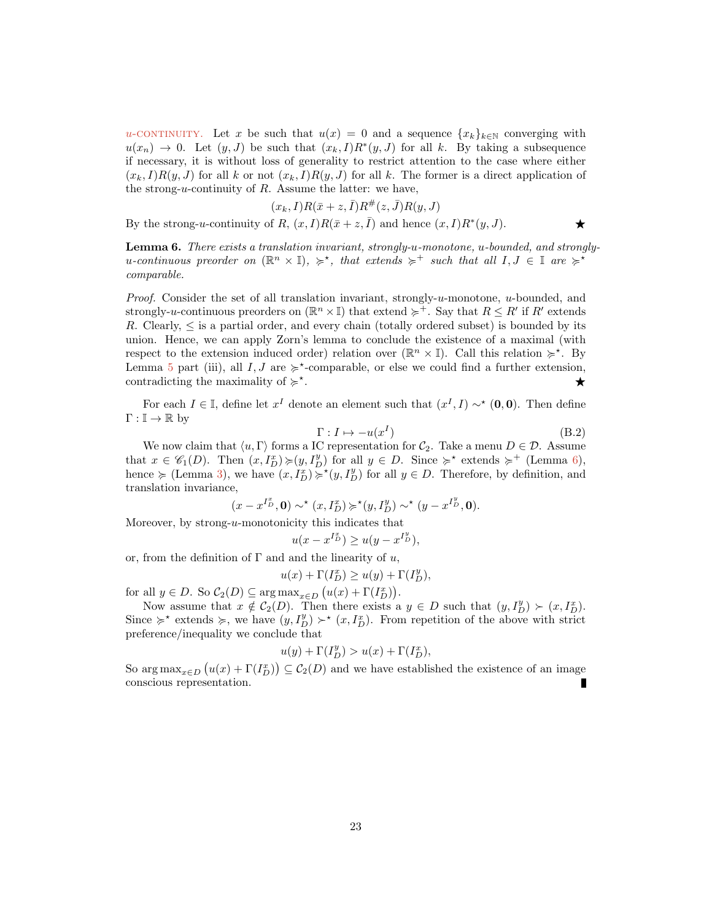$u$-CONTINUITY. Let $x$ be such that $u(x) = 0$ and a sequence $\{x_k\}_{k\in\mathbb{N}}$ converging with $u(x_n) \to 0$. Let $(y, J)$ be such that $(x_k, I)R^*(y, J)$ for all $k$. By taking a subsequence if necessary, it is without loss of generality to restrict attention to the case where either $(x_k, I)R(y, J)$ for all $k$ or not $(x_k, I)R(y, J)$ for all $k$. The former is a direct application of the strong-$u$-continuity of $R$. Assume the latter: we have,

$$(x_k, I)R(\bar{x} + z, \bar{I})R^\#(z, \bar{J})R(y, J)$$

By the strong-$u$-continuity of $R$, $(x, I)R(\bar{x} + z, \bar{I})$ and hence $(x, I)R^*(y, J)$. ★

**Lemma 6.** *There exists a translation invariant, strongly-$u$-monotone, $u$-bounded, and strongly-$u$-continuous preorder on $(\mathbb{R}^n \times \mathbb{I})$, $\succcurlyeq^\star$, that extends $\succcurlyeq^+$ such that all $I, J \in \mathbb{I}$ are $\succcurlyeq^\star$ comparable.*

*Proof.* Consider the set of all translation invariant, strongly-$u$-monotone, $u$-bounded, and strongly-$u$-continuous preorders on $(\mathbb{R}^n \times \mathbb{I})$ that extend $\succcurlyeq^+$. Say that $R \leq R'$ if $R'$ extends $R$. Clearly, $\leq$ is a partial order, and every chain (totally ordered subset) is bounded by its union. Hence, we can apply Zorn's lemma to conclude the existence of a maximal (with respect to the extension induced order) relation over $(\mathbb{R}^n \times \mathbb{I})$. Call this relation $\succcurlyeq^\star$. By Lemma 5 part (iii), all $I, J$ are $\succcurlyeq^\star$-comparable, or else we could find a further extension, contradicting the maximality of $\succcurlyeq^\star$. ★

For each $I \in \mathbb{I}$, define let $x^I$ denote an element such that $(x^I, I) \sim^\star (\mathbf{0}, \mathbf{0})$. Then define $\Gamma : \mathbb{I} \to \mathbb{R}$ by

$$\Gamma : I \mapsto -u(x^I) \tag{B.2}$$

We now claim that $\langle u, \Gamma \rangle$ forms a IC representation for $\mathcal{C}_2$. Take a menu $D \in \mathcal{D}$. Assume that $x \in \mathscr{C}_1(D)$. Then $(x, I_D^x) \succcurlyeq (y, I_D^y)$ for all $y \in D$. Since $\succcurlyeq^\star$ extends $\succcurlyeq^+$ (Lemma 6), hence $\succcurlyeq$ (Lemma 3), we have $(x, I_D^x) \succcurlyeq^\star (y, I_D^y)$ for all $y \in D$. Therefore, by definition, and translation invariance,

$$(x - x^{I_D^x}, \mathbf{0}) \sim^\star (x, I_D^x) \succcurlyeq^\star (y, I_D^y) \sim^\star (y - x^{I_D^y}, \mathbf{0}).$$

Moreover, by strong-$u$-monotonicity this indicates that

$$u(x - x^{I_D^x}) \geq u(y - x^{I_D^y}),$$

or, from the definition of $\Gamma$ and and the linearity of $u$,

$$u(x) + \Gamma(I_D^x) \geq u(y) + \Gamma(I_D^y),$$

for all $y \in D$. So $\mathcal{C}_2(D) \subseteq \arg\max_{x \in D} \big(u(x) + \Gamma(I_D^x)\big)$.

Now assume that $x \notin \mathcal{C}_2(D)$. Then there exists a $y \in D$ such that $(y, I_D^y) \succ (x, I_D^x)$. Since $\succcurlyeq^\star$ extends $\succcurlyeq$, we have $(y, I_D^y) \succ^\star (x, I_D^x)$. From repetition of the above with strict preference/inequality we conclude that

$$u(y) + \Gamma(I_D^y) > u(x) + \Gamma(I_D^x),$$

So $\arg\max_{x \in D} \big(u(x) + \Gamma(I_D^x)\big) \subseteq \mathcal{C}_2(D)$ and we have established the existence of an image conscious representation. ∎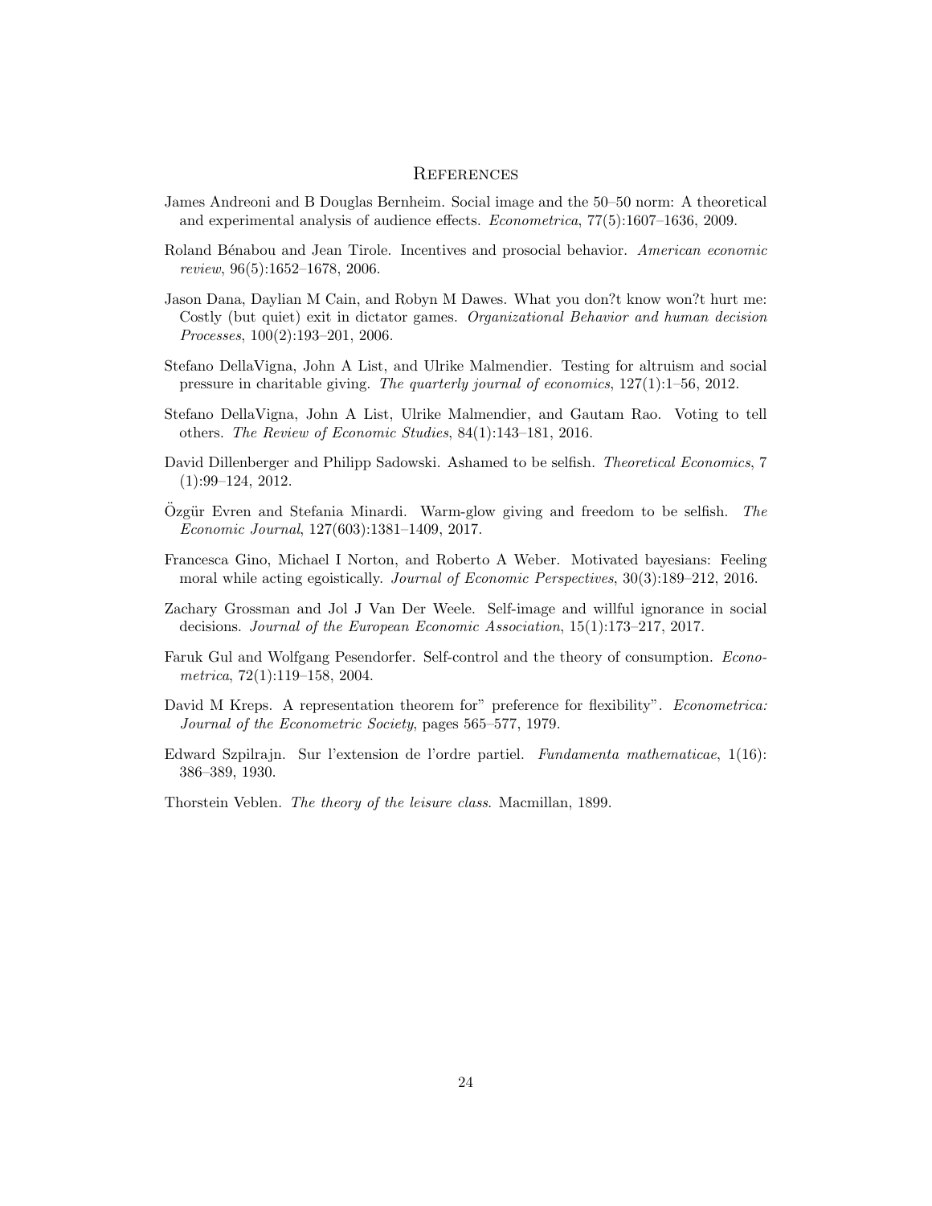# References

James Andreoni and B Douglas Bernheim. Social image and the 50–50 norm: A theoretical and experimental analysis of audience effects. *Econometrica*, 77(5):1607–1636, 2009.

Roland Bénabou and Jean Tirole. Incentives and prosocial behavior. *American economic review*, 96(5):1652–1678, 2006.

Jason Dana, Daylian M Cain, and Robyn M Dawes. What you don?t know won?t hurt me: Costly (but quiet) exit in dictator games. *Organizational Behavior and human decision Processes*, 100(2):193–201, 2006.

Stefano DellaVigna, John A List, and Ulrike Malmendier. Testing for altruism and social pressure in charitable giving. *The quarterly journal of economics*, 127(1):1–56, 2012.

Stefano DellaVigna, John A List, Ulrike Malmendier, and Gautam Rao. Voting to tell others. *The Review of Economic Studies*, 84(1):143–181, 2016.

David Dillenberger and Philipp Sadowski. Ashamed to be selfish. *Theoretical Economics*, 7 (1):99–124, 2012.

Özgür Evren and Stefania Minardi. Warm-glow giving and freedom to be selfish. *The Economic Journal*, 127(603):1381–1409, 2017.

Francesca Gino, Michael I Norton, and Roberto A Weber. Motivated bayesians: Feeling moral while acting egoistically. *Journal of Economic Perspectives*, 30(3):189–212, 2016.

Zachary Grossman and Jol J Van Der Weele. Self-image and willful ignorance in social decisions. *Journal of the European Economic Association*, 15(1):173–217, 2017.

Faruk Gul and Wolfgang Pesendorfer. Self-control and the theory of consumption. *Econometrica*, 72(1):119–158, 2004.

David M Kreps. A representation theorem for" preference for flexibility". *Econometrica: Journal of the Econometric Society*, pages 565–577, 1979.

Edward Szpilrajn. Sur l'extension de l'ordre partiel. *Fundamenta mathematicae*, 1(16): 386–389, 1930.

Thorstein Veblen. *The theory of the leisure class*. Macmillan, 1899.